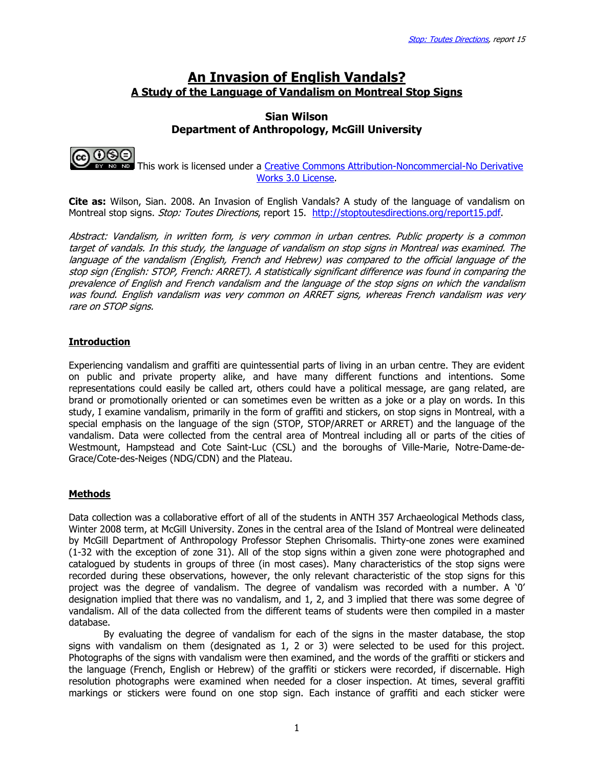# An Invasion of English Vandals?

## A Study of the Language of Vandalism on Montreal Stop Signs

### Sian Wilson
### Department of Anthropology, McGill University

This work is licensed under a Creative Commons Attribution-Noncommercial-No Derivative Works 3.0 License.

**Cite as:** Wilson, Sian. 2008. An Invasion of English Vandals? A study of the language of vandalism on Montreal stop signs. *Stop: Toutes Directions*, report 15. http://stoptoutesdirections.org/report15.pdf.

*Abstract: Vandalism, in written form, is very common in urban centres. Public property is a common target of vandals. In this study, the language of vandalism on stop signs in Montreal was examined. The language of the vandalism (English, French and Hebrew) was compared to the official language of the stop sign (English: STOP, French: ARRET). A statistically significant difference was found in comparing the prevalence of English and French vandalism and the language of the stop signs on which the vandalism was found. English vandalism was very common on ARRET signs, whereas French vandalism was very rare on STOP signs.*

## Introduction

Experiencing vandalism and graffiti are quintessential parts of living in an urban centre. They are evident on public and private property alike, and have many different functions and intentions. Some representations could easily be called art, others could have a political message, are gang related, are brand or promotionally oriented or can sometimes even be written as a joke or a play on words. In this study, I examine vandalism, primarily in the form of graffiti and stickers, on stop signs in Montreal, with a special emphasis on the language of the sign (STOP, STOP/ARRET or ARRET) and the language of the vandalism. Data were collected from the central area of Montreal including all or parts of the cities of Westmount, Hampstead and Cote Saint-Luc (CSL) and the boroughs of Ville-Marie, Notre-Dame-de-Grace/Cote-des-Neiges (NDG/CDN) and the Plateau.

## Methods

Data collection was a collaborative effort of all of the students in ANTH 357 Archaeological Methods class, Winter 2008 term, at McGill University. Zones in the central area of the Island of Montreal were delineated by McGill Department of Anthropology Professor Stephen Chrisomalis. Thirty-one zones were examined (1-32 with the exception of zone 31). All of the stop signs within a given zone were photographed and catalogued by students in groups of three (in most cases). Many characteristics of the stop signs were recorded during these observations, however, the only relevant characteristic of the stop signs for this project was the degree of vandalism. The degree of vandalism was recorded with a number. A '0' designation implied that there was no vandalism, and 1, 2, and 3 implied that there was some degree of vandalism. All of the data collected from the different teams of students were then compiled in a master database.

By evaluating the degree of vandalism for each of the signs in the master database, the stop signs with vandalism on them (designated as 1, 2 or 3) were selected to be used for this project. Photographs of the signs with vandalism were then examined, and the words of the graffiti or stickers and the language (French, English or Hebrew) of the graffiti or stickers were recorded, if discernable. High resolution photographs were examined when needed for a closer inspection. At times, several graffiti markings or stickers were found on one stop sign. Each instance of graffiti and each sticker were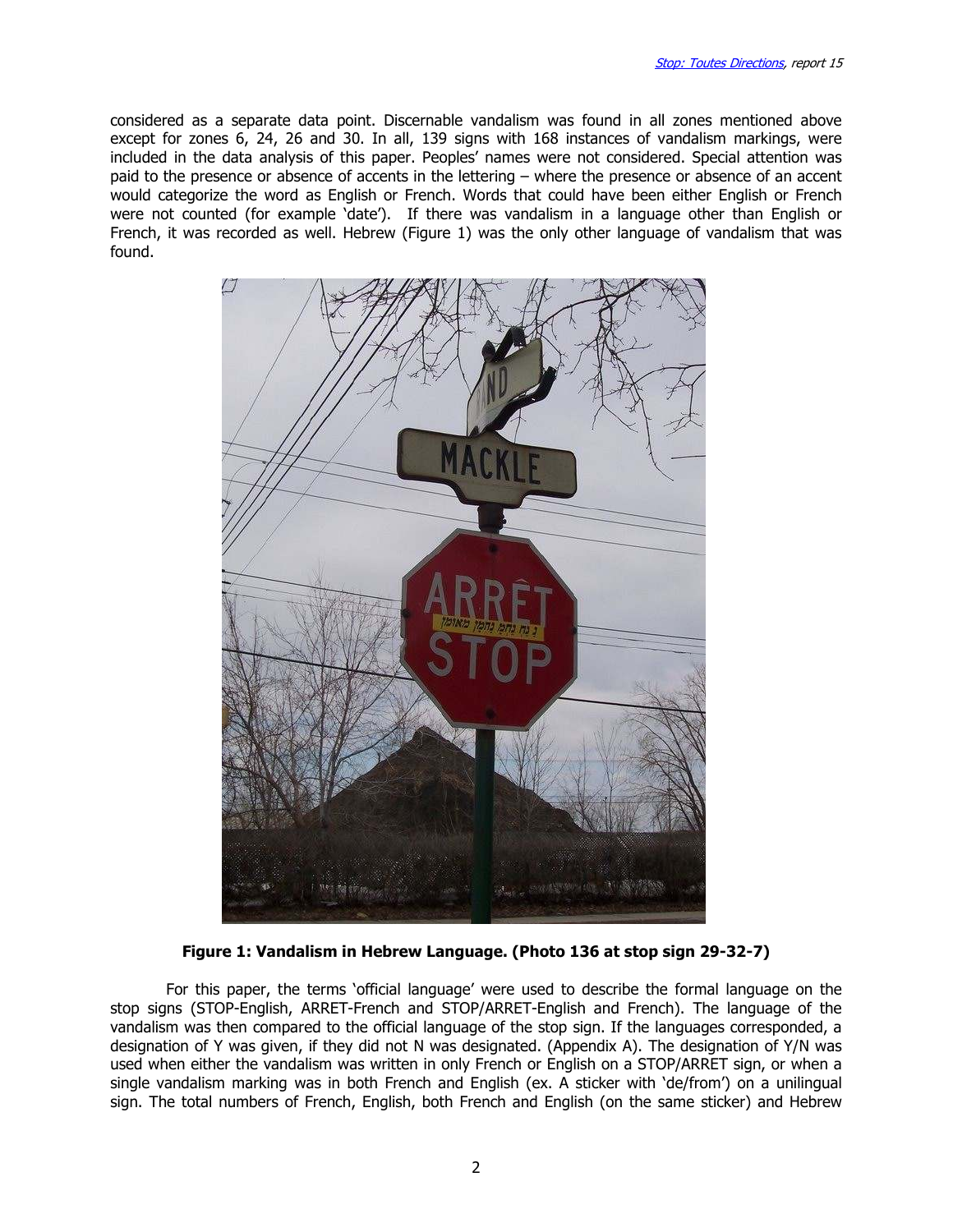considered as a separate data point. Discernable vandalism was found in all zones mentioned above except for zones 6, 24, 26 and 30. In all, 139 signs with 168 instances of vandalism markings, were included in the data analysis of this paper. Peoples' names were not considered. Special attention was paid to the presence or absence of accents in the lettering – where the presence or absence of an accent would categorize the word as English or French. Words that could have been either English or French were not counted (for example 'date'). If there was vandalism in a language other than English or French, it was recorded as well. Hebrew (Figure 1) was the only other language of vandalism that was found.

**Figure 1: Vandalism in Hebrew Language. (Photo 136 at stop sign 29-32-7)**

For this paper, the terms 'official language' were used to describe the formal language on the stop signs (STOP-English, ARRET-French and STOP/ARRET-English and French). The language of the vandalism was then compared to the official language of the stop sign. If the languages corresponded, a designation of Y was given, if they did not N was designated. (Appendix A). The designation of Y/N was used when either the vandalism was written in only French or English on a STOP/ARRET sign, or when a single vandalism marking was in both French and English (ex. A sticker with 'de/from') on a unilingual sign. The total numbers of French, English, both French and English (on the same sticker) and Hebrew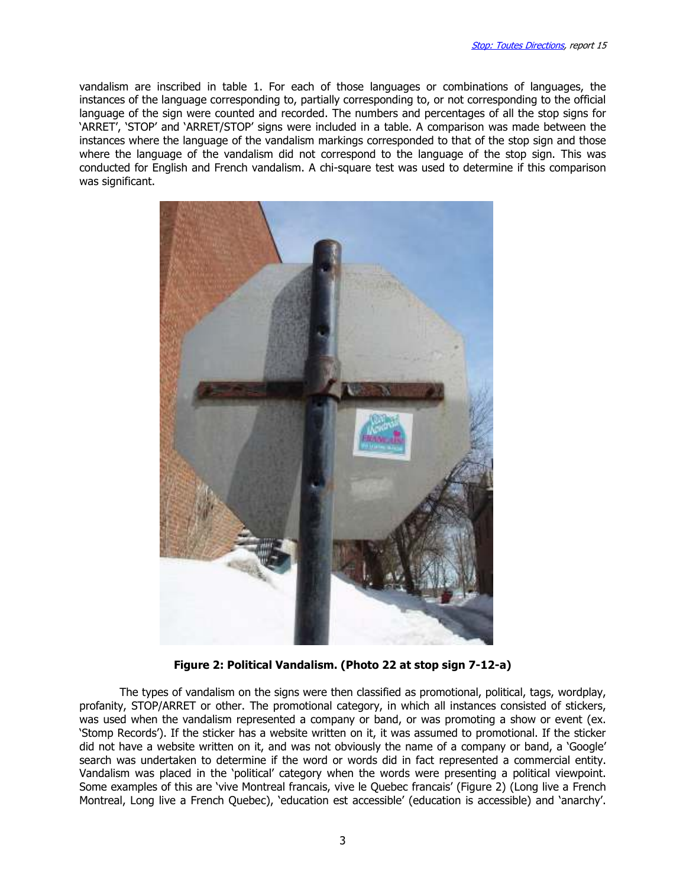vandalism are inscribed in table 1. For each of those languages or combinations of languages, the instances of the language corresponding to, partially corresponding to, or not corresponding to the official language of the sign were counted and recorded. The numbers and percentages of all the stop signs for 'ARRET', 'STOP' and 'ARRET/STOP' signs were included in a table. A comparison was made between the instances where the language of the vandalism markings corresponded to that of the stop sign and those where the language of the vandalism did not correspond to the language of the stop sign. This was conducted for English and French vandalism. A chi-square test was used to determine if this comparison was significant.

**Figure 2: Political Vandalism. (Photo 22 at stop sign 7-12-a)**

The types of vandalism on the signs were then classified as promotional, political, tags, wordplay, profanity, STOP/ARRET or other. The promotional category, in which all instances consisted of stickers, was used when the vandalism represented a company or band, or was promoting a show or event (ex. 'Stomp Records'). If the sticker has a website written on it, it was assumed to promotional. If the sticker did not have a website written on it, and was not obviously the name of a company or band, a 'Google' search was undertaken to determine if the word or words did in fact represented a commercial entity. Vandalism was placed in the 'political' category when the words were presenting a political viewpoint. Some examples of this are 'vive Montreal francais, vive le Quebec francais' (Figure 2) (Long live a French Montreal, Long live a French Quebec), 'education est accessible' (education is accessible) and 'anarchy'.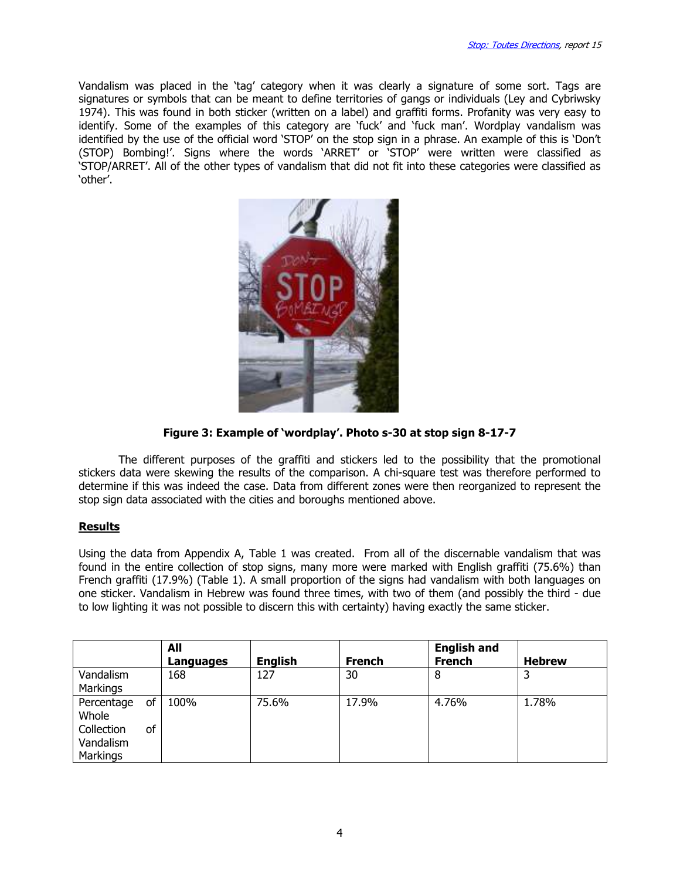Vandalism was placed in the 'tag' category when it was clearly a signature of some sort. Tags are signatures or symbols that can be meant to define territories of gangs or individuals (Ley and Cybriwsky 1974). This was found in both sticker (written on a label) and graffiti forms. Profanity was very easy to identify. Some of the examples of this category are 'fuck' and 'fuck man'. Wordplay vandalism was identified by the use of the official word 'STOP' on the stop sign in a phrase. An example of this is 'Don't (STOP) Bombing!'. Signs where the words 'ARRET' or 'STOP' were written were classified as 'STOP/ARRET'. All of the other types of vandalism that did not fit into these categories were classified as 'other'.

**Figure 3: Example of 'wordplay'. Photo s-30 at stop sign 8-17-7**

The different purposes of the graffiti and stickers led to the possibility that the promotional stickers data were skewing the results of the comparison. A chi-square test was therefore performed to determine if this was indeed the case. Data from different zones were then reorganized to represent the stop sign data associated with the cities and boroughs mentioned above.

## Results

Using the data from Appendix A, Table 1 was created. From all of the discernable vandalism that was found in the entire collection of stop signs, many more were marked with English graffiti (75.6%) than French graffiti (17.9%) (Table 1). A small proportion of the signs had vandalism with both languages on one sticker. Vandalism in Hebrew was found three times, with two of them (and possibly the third - due to low lighting it was not possible to discern this with certainty) having exactly the same sticker.

| | All Languages | English | French | English and French | Hebrew |
|---|---|---|---|---|---|
| Vandalism Markings | 168 | 127 | 30 | 8 | 3 |
| Percentage of Whole Collection of Vandalism Markings | 100% | 75.6% | 17.9% | 4.76% | 1.78% |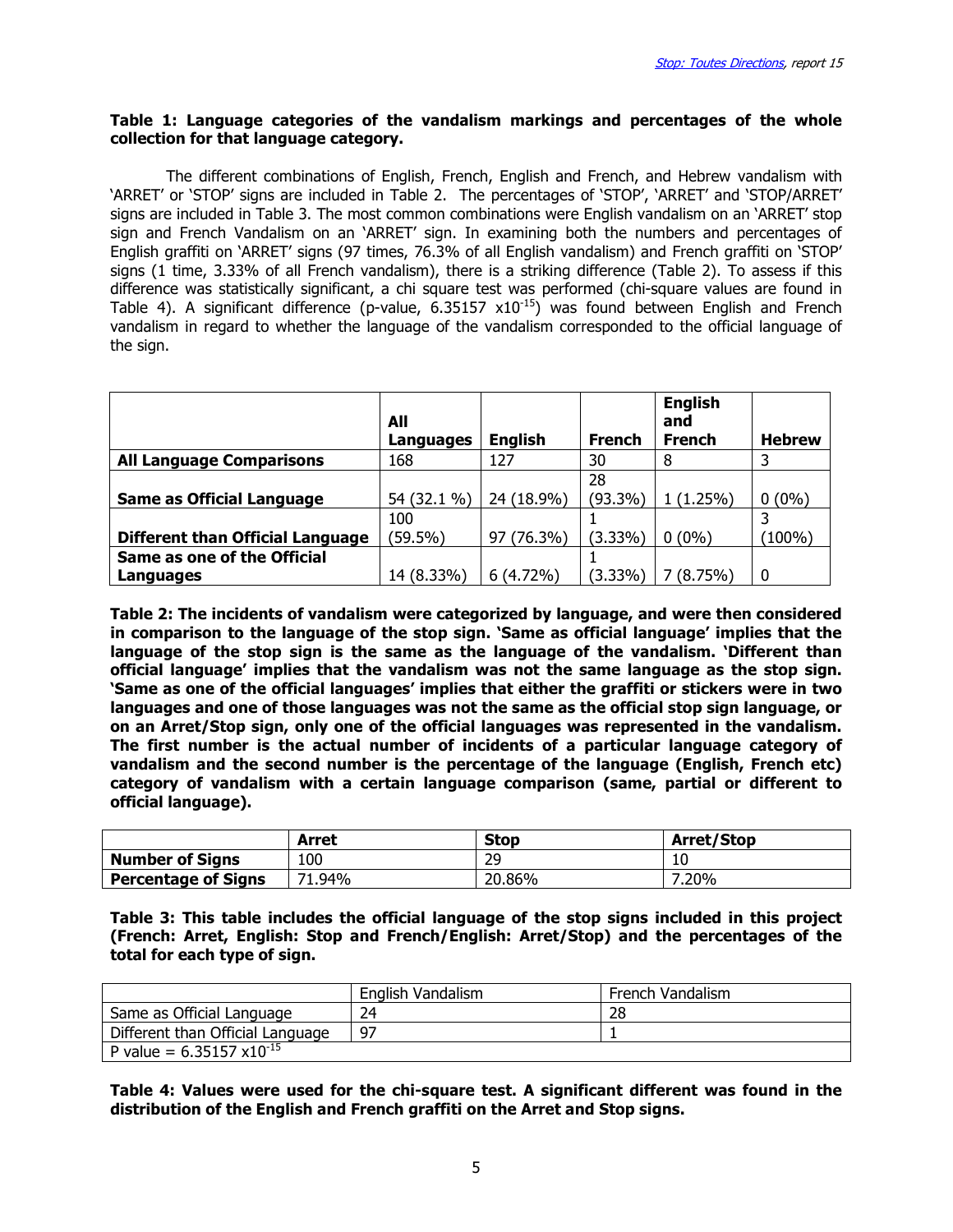**Table 1: Language categories of the vandalism markings and percentages of the whole collection for that language category.**

The different combinations of English, French, English and French, and Hebrew vandalism with 'ARRET' or 'STOP' signs are included in Table 2. The percentages of 'STOP', 'ARRET' and 'STOP/ARRET' signs are included in Table 3. The most common combinations were English vandalism on an 'ARRET' stop sign and French Vandalism on an 'ARRET' sign. In examining both the numbers and percentages of English graffiti on 'ARRET' signs (97 times, 76.3% of all English vandalism) and French graffiti on 'STOP' signs (1 time, 3.33% of all French vandalism), there is a striking difference (Table 2). To assess if this difference was statistically significant, a chi square test was performed (chi-square values are found in Table 4). A significant difference (p-value, $6.35157 \times 10^{-15}$) was found between English and French vandalism in regard to whether the language of the vandalism corresponded to the official language of the sign.

| | All Languages | English | French | English and French | Hebrew |
|---|---|---|---|---|---|
| **All Language Comparisons** | 168 | 127 | 30 | 8 | 3 |
| **Same as Official Language** | 54 (32.1 %) | 24 (18.9%) | 28 (93.3%) | 1 (1.25%) | 0 (0%) |
| **Different than Official Language** | 100 (59.5%) | 97 (76.3%) | 1 (3.33%) | 0 (0%) | 3 (100%) |
| **Same as one of the Official Languages** | 14 (8.33%) | 6 (4.72%) | 1 (3.33%) | 7 (8.75%) | 0 |

**Table 2: The incidents of vandalism were categorized by language, and were then considered in comparison to the language of the stop sign. 'Same as official language' implies that the language of the stop sign is the same as the language of the vandalism. 'Different than official language' implies that the vandalism was not the same language as the stop sign. 'Same as one of the official languages' implies that either the graffiti or stickers were in two languages and one of those languages was not the same as the official stop sign language, or on an Arret/Stop sign, only one of the official languages was represented in the vandalism. The first number is the actual number of incidents of a particular language category of vandalism and the second number is the percentage of the language (English, French etc) category of vandalism with a certain language comparison (same, partial or different to official language).**

| | Arret | Stop | Arret/Stop |
|---|---|---|---|
| **Number of Signs** | 100 | 29 | 10 |
| **Percentage of Signs** | 71.94% | 20.86% | 7.20% |

**Table 3: This table includes the official language of the stop signs included in this project (French: Arret, English: Stop and French/English: Arret/Stop) and the percentages of the total for each type of sign.**

| | English Vandalism | French Vandalism |
|---|---|---|
| Same as Official Language | 24 | 28 |
| Different than Official Language | 97 | 1 |
| P value = $6.35157 \times 10^{-15}$ | | |

**Table 4: Values were used for the chi-square test. A significant different was found in the distribution of the English and French graffiti on the Arret and Stop signs.**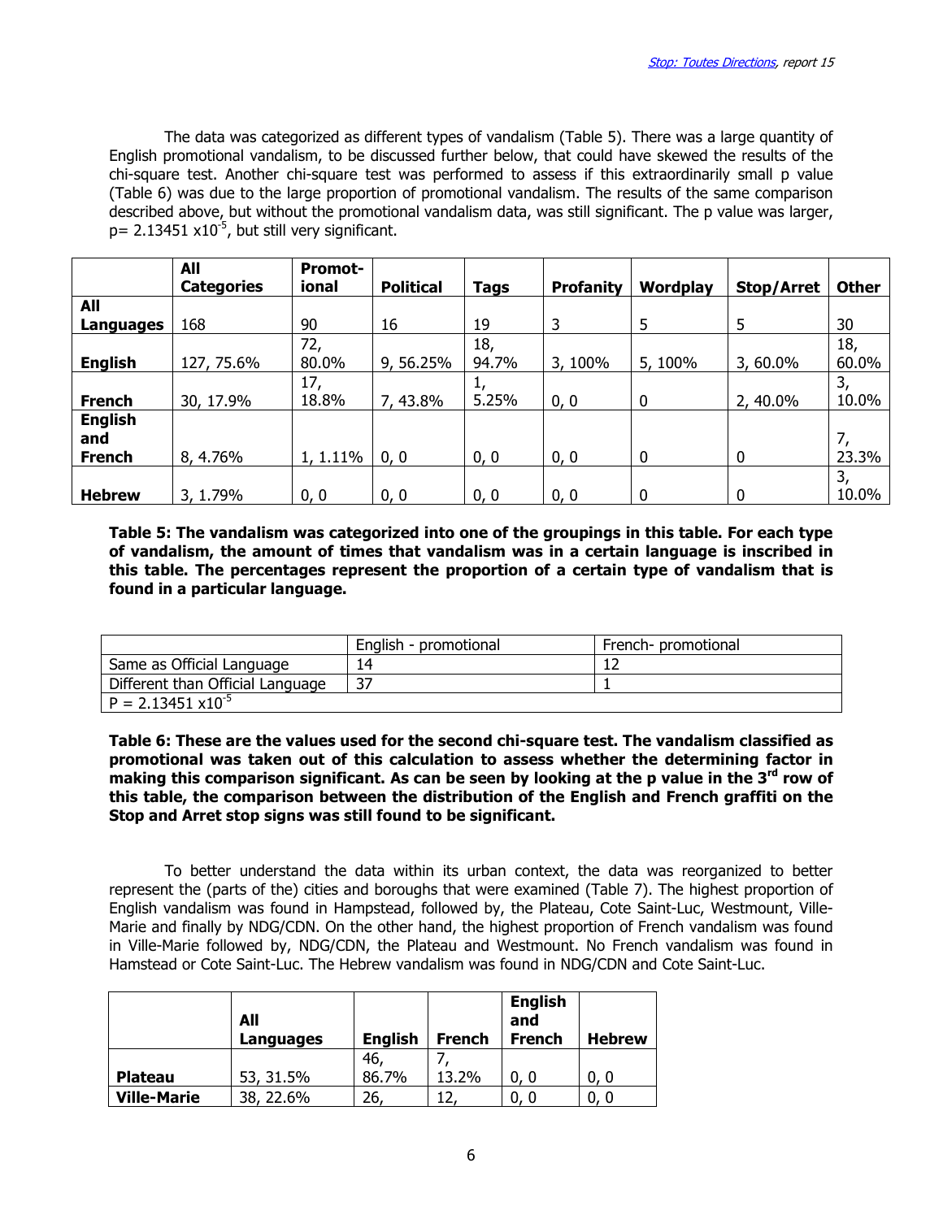The data was categorized as different types of vandalism (Table 5). There was a large quantity of English promotional vandalism, to be discussed further below, that could have skewed the results of the chi-square test. Another chi-square test was performed to assess if this extraordinarily small p value (Table 6) was due to the large proportion of promotional vandalism. The results of the same comparison described above, but without the promotional vandalism data, was still significant. The p value was larger, $p = 2.13451 \times 10^{-5}$, but still very significant.

| | All Categories | Promot-ional | Political | Tags | Profanity | Wordplay | Stop/Arret | Other |
|---|---|---|---|---|---|---|---|---|
| **All Languages** | 168 | 90 | 16 | 19 | 3 | 5 | 5 | 30 |
| **English** | 127, 75.6% | 72, 80.0% | 9, 56.25% | 18, 94.7% | 3, 100% | 5, 100% | 3, 60.0% | 18, 60.0% |
| **French** | 30, 17.9% | 17, 18.8% | 7, 43.8% | 1, 5.25% | 0, 0 | 0 | 2, 40.0% | 3, 10.0% |
| **English and French** | 8, 4.76% | 1, 1.11% | 0, 0 | 0, 0 | 0, 0 | 0 | 0 | 7, 23.3% |
| **Hebrew** | 3, 1.79% | 0, 0 | 0, 0 | 0, 0 | 0, 0 | 0 | 0 | 3, 10.0% |

**Table 5: The vandalism was categorized into one of the groupings in this table. For each type of vandalism, the amount of times that vandalism was in a certain language is inscribed in this table. The percentages represent the proportion of a certain type of vandalism that is found in a particular language.**

| | English - promotional | French- promotional |
|---|---|---|
| Same as Official Language | 14 | 12 |
| Different than Official Language | 37 | 1 |
| $P = 2.13451 \times 10^{-5}$ | | |

**Table 6: These are the values used for the second chi-square test. The vandalism classified as promotional was taken out of this calculation to assess whether the determining factor in making this comparison significant. As can be seen by looking at the p value in the 3rd row of this table, the comparison between the distribution of the English and French graffiti on the Stop and Arret stop signs was still found to be significant.**

To better understand the data within its urban context, the data was reorganized to better represent the (parts of the) cities and boroughs that were examined (Table 7). The highest proportion of English vandalism was found in Hampstead, followed by, the Plateau, Cote Saint-Luc, Westmount, Ville-Marie and finally by NDG/CDN. On the other hand, the highest proportion of French vandalism was found in Ville-Marie followed by, NDG/CDN, the Plateau and Westmount. No French vandalism was found in Hamstead or Cote Saint-Luc. The Hebrew vandalism was found in NDG/CDN and Cote Saint-Luc.

| | All Languages | English | French | English and French | Hebrew |
|---|---|---|---|---|---|
| **Plateau** | 53, 31.5% | 46, 86.7% | 7, 13.2% | 0, 0 | 0, 0 |
| **Ville-Marie** | 38, 22.6% | 26, | 12, | 0, 0 | 0, 0 |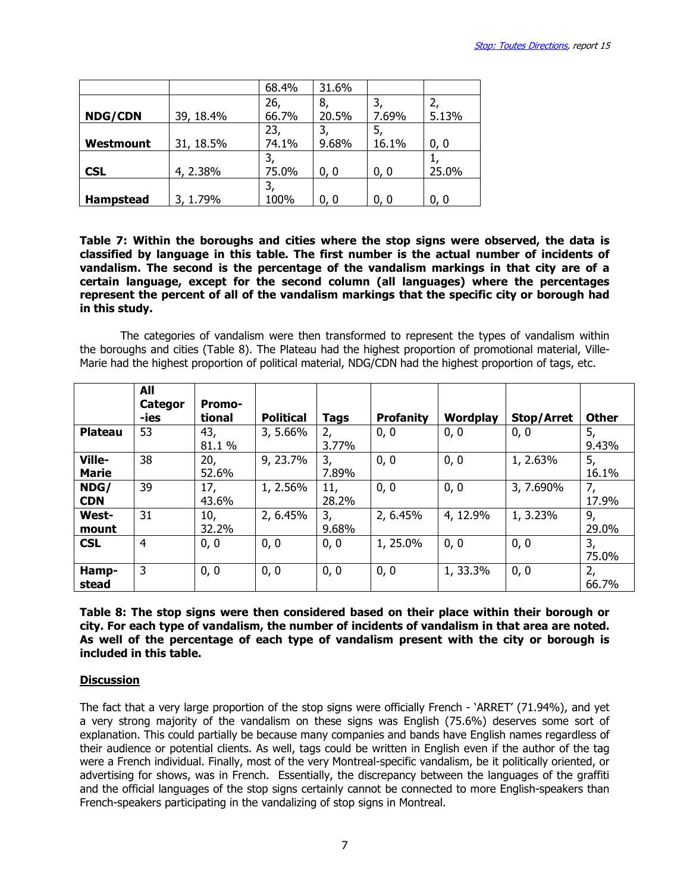| | | | | | |
|---|---|---|---|---|---|
| | | 68.4% | 31.6% | | |
| **NDG/CDN** | 39, 18.4% | 26, 66.7% | 8, 20.5% | 3, 7.69% | 2, 5.13% |
| **Westmount** | 31, 18.5% | 23, 74.1% | 3, 9.68% | 5, 16.1% | 0, 0 |
| **CSL** | 4, 2.38% | 3, 75.0% | 0, 0 | 0, 0 | 1, 25.0% |
| **Hampstead** | 3, 1.79% | 3, 100% | 0, 0 | 0, 0 | 0, 0 |

**Table 7: Within the boroughs and cities where the stop signs were observed, the data is classified by language in this table. The first number is the actual number of incidents of vandalism. The second is the percentage of the vandalism markings in that city are of a certain language, except for the second column (all languages) where the percentages represent the percent of all of the vandalism markings that the specific city or borough had in this study.**

The categories of vandalism were then transformed to represent the types of vandalism within the boroughs and cities (Table 8). The Plateau had the highest proportion of promotional material, Ville-Marie had the highest proportion of political material, NDG/CDN had the highest proportion of tags, etc.

| | All Categor-ies | Promo-tional | Political | Tags | Profanity | Wordplay | Stop/Arret | Other |
|---|---|---|---|---|---|---|---|---|
| **Plateau** | 53 | 43, 81.1 % | 3, 5.66% | 2, 3.77% | 0, 0 | 0, 0 | 0, 0 | 5, 9.43% |
| **Ville-Marie** | 38 | 20, 52.6% | 9, 23.7% | 3, 7.89% | 0, 0 | 0, 0 | 1, 2.63% | 5, 16.1% |
| **NDG/CDN** | 39 | 17, 43.6% | 1, 2.56% | 11, 28.2% | 0, 0 | 0, 0 | 3, 7.690% | 7, 17.9% |
| **West-mount** | 31 | 10, 32.2% | 2, 6.45% | 3, 9.68% | 2, 6.45% | 4, 12.9% | 1, 3.23% | 9, 29.0% |
| **CSL** | 4 | 0, 0 | 0, 0 | 0, 0 | 1, 25.0% | 0, 0 | 0, 0 | 3, 75.0% |
| **Hamp-stead** | 3 | 0, 0 | 0, 0 | 0, 0 | 0, 0 | 1, 33.3% | 0, 0 | 2, 66.7% |

**Table 8: The stop signs were then considered based on their place within their borough or city. For each type of vandalism, the number of incidents of vandalism in that area are noted. As well of the percentage of each type of vandalism present with the city or borough is included in this table.**

## Discussion

The fact that a very large proportion of the stop signs were officially French - 'ARRET' (71.94%), and yet a very strong majority of the vandalism on these signs was English (75.6%) deserves some sort of explanation. This could partially be because many companies and bands have English names regardless of their audience or potential clients. As well, tags could be written in English even if the author of the tag were a French individual. Finally, most of the very Montreal-specific vandalism, be it politically oriented, or advertising for shows, was in French. Essentially, the discrepancy between the languages of the graffiti and the official languages of the stop signs certainly cannot be connected to more English-speakers than French-speakers participating in the vandalizing of stop signs in Montreal.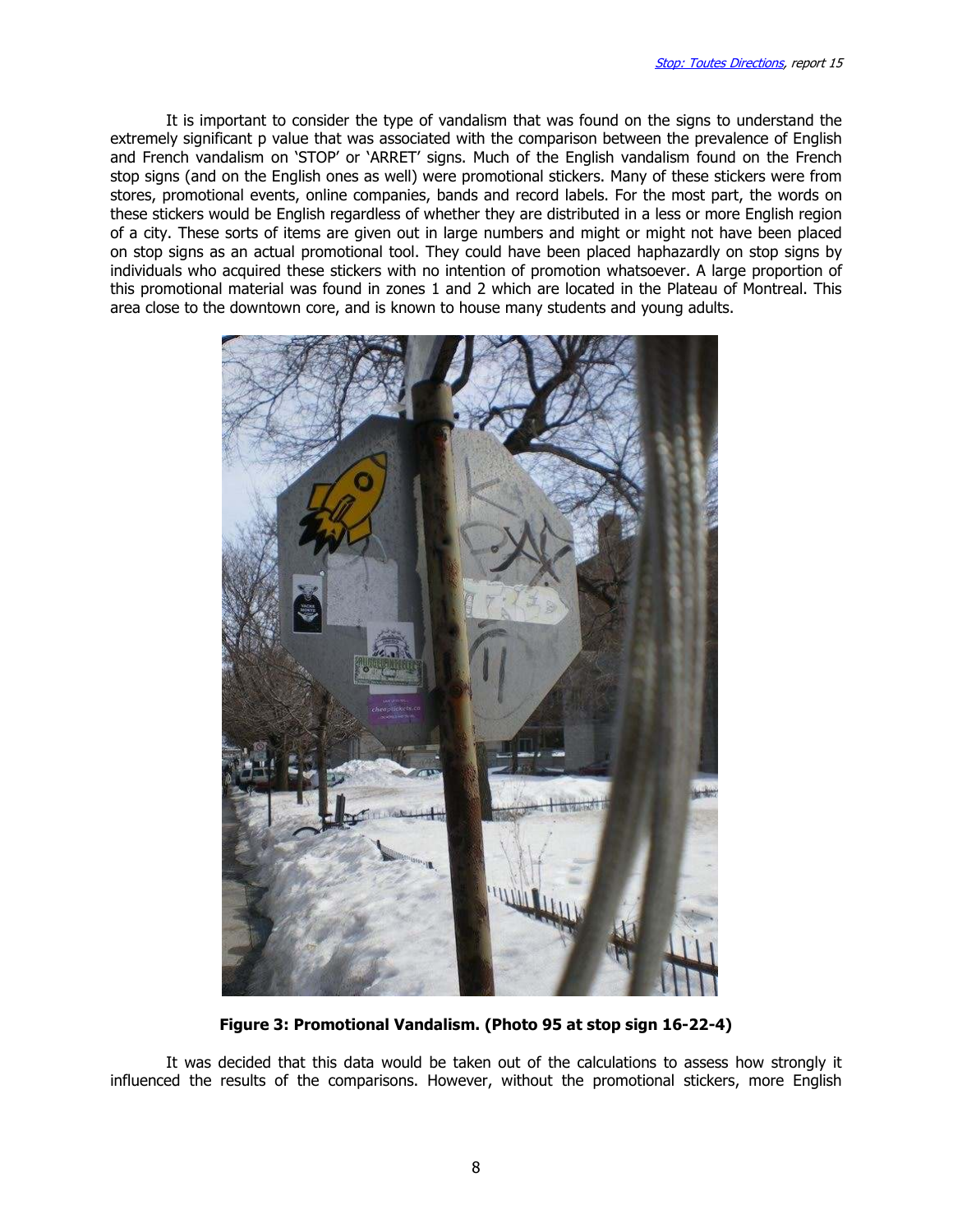It is important to consider the type of vandalism that was found on the signs to understand the extremely significant p value that was associated with the comparison between the prevalence of English and French vandalism on 'STOP' or 'ARRET' signs. Much of the English vandalism found on the French stop signs (and on the English ones as well) were promotional stickers. Many of these stickers were from stores, promotional events, online companies, bands and record labels. For the most part, the words on these stickers would be English regardless of whether they are distributed in a less or more English region of a city. These sorts of items are given out in large numbers and might or might not have been placed on stop signs as an actual promotional tool. They could have been placed haphazardly on stop signs by individuals who acquired these stickers with no intention of promotion whatsoever. A large proportion of this promotional material was found in zones 1 and 2 which are located in the Plateau of Montreal. This area close to the downtown core, and is known to house many students and young adults.

**Figure 3: Promotional Vandalism. (Photo 95 at stop sign 16-22-4)**

It was decided that this data would be taken out of the calculations to assess how strongly it influenced the results of the comparisons. However, without the promotional stickers, more English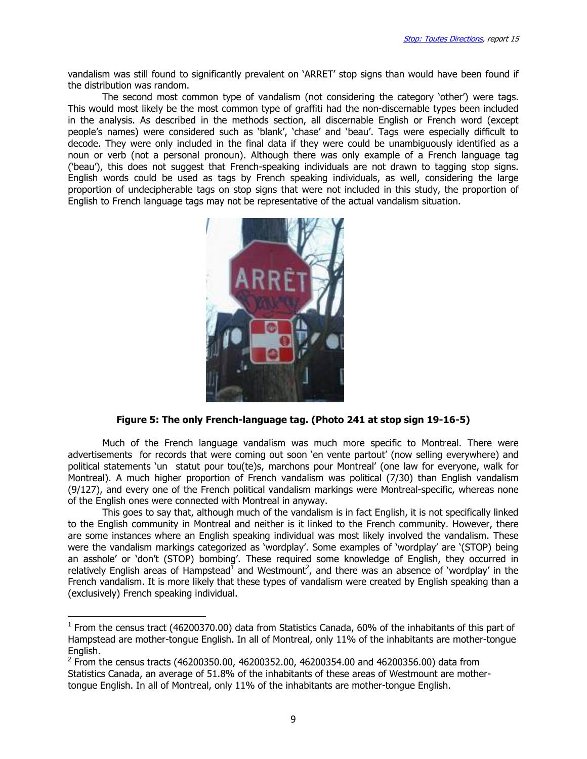vandalism was still found to significantly prevalent on 'ARRET' stop signs than would have been found if the distribution was random.

The second most common type of vandalism (not considering the category 'other') were tags. This would most likely be the most common type of graffiti had the non-discernable types been included in the analysis. As described in the methods section, all discernable English or French word (except people's names) were considered such as 'blank', 'chase' and 'beau'. Tags were especially difficult to decode. They were only included in the final data if they were could be unambiguously identified as a noun or verb (not a personal pronoun). Although there was only example of a French language tag ('beau'), this does not suggest that French-speaking individuals are not drawn to tagging stop signs. English words could be used as tags by French speaking individuals, as well, considering the large proportion of undecipherable tags on stop signs that were not included in this study, the proportion of English to French language tags may not be representative of the actual vandalism situation.

**Figure 5: The only French-language tag. (Photo 241 at stop sign 19-16-5)**

Much of the French language vandalism was much more specific to Montreal. There were advertisements for records that were coming out soon 'en vente partout' (now selling everywhere) and political statements 'un statut pour tou(te)s, marchons pour Montreal' (one law for everyone, walk for Montreal). A much higher proportion of French vandalism was political (7/30) than English vandalism (9/127), and every one of the French political vandalism markings were Montreal-specific, whereas none of the English ones were connected with Montreal in anyway.

This goes to say that, although much of the vandalism is in fact English, it is not specifically linked to the English community in Montreal and neither is it linked to the French community. However, there are some instances where an English speaking individual was most likely involved the vandalism. These were the vandalism markings categorized as 'wordplay'. Some examples of 'wordplay' are '(STOP) being an asshole' or 'don't (STOP) bombing'. These required some knowledge of English, they occurred in relatively English areas of Hampstead[1] and Westmount[2], and there was an absence of 'wordplay' in the French vandalism. It is more likely that these types of vandalism were created by English speaking than a (exclusively) French speaking individual.

[1] From the census tract (46200370.00) data from Statistics Canada, 60% of the inhabitants of this part of Hampstead are mother-tongue English. In all of Montreal, only 11% of the inhabitants are mother-tongue English.

[2] From the census tracts (46200350.00, 46200352.00, 46200354.00 and 46200356.00) data from Statistics Canada, an average of 51.8% of the inhabitants of these areas of Westmount are mother-tongue English. In all of Montreal, only 11% of the inhabitants are mother-tongue English.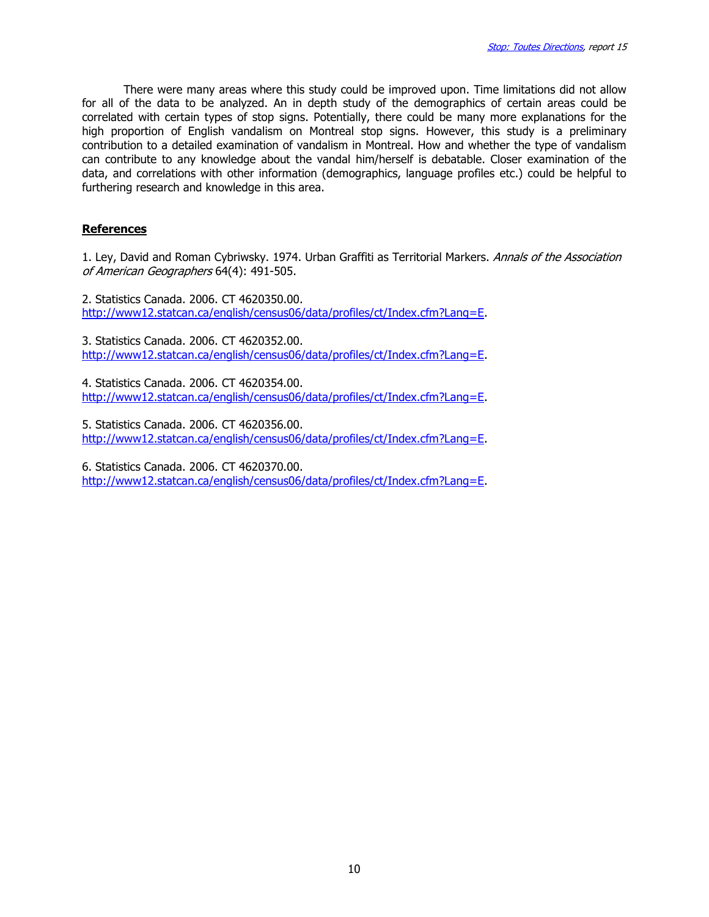There were many areas where this study could be improved upon. Time limitations did not allow for all of the data to be analyzed. An in depth study of the demographics of certain areas could be correlated with certain types of stop signs. Potentially, there could be many more explanations for the high proportion of English vandalism on Montreal stop signs. However, this study is a preliminary contribution to a detailed examination of vandalism in Montreal. How and whether the type of vandalism can contribute to any knowledge about the vandal him/herself is debatable. Closer examination of the data, and correlations with other information (demographics, language profiles etc.) could be helpful to furthering research and knowledge in this area.

## References

1. Ley, David and Roman Cybriwsky. 1974. Urban Graffiti as Territorial Markers. *Annals of the Association of American Geographers* 64(4): 491-505.

2. Statistics Canada. 2006. CT 4620350.00. http://www12.statcan.ca/english/census06/data/profiles/ct/Index.cfm?Lang=E.

3. Statistics Canada. 2006. CT 4620352.00. http://www12.statcan.ca/english/census06/data/profiles/ct/Index.cfm?Lang=E.

4. Statistics Canada. 2006. CT 4620354.00. http://www12.statcan.ca/english/census06/data/profiles/ct/Index.cfm?Lang=E.

5. Statistics Canada. 2006. CT 4620356.00. http://www12.statcan.ca/english/census06/data/profiles/ct/Index.cfm?Lang=E.

6. Statistics Canada. 2006. CT 4620370.00. http://www12.statcan.ca/english/census06/data/profiles/ct/Index.cfm?Lang=E.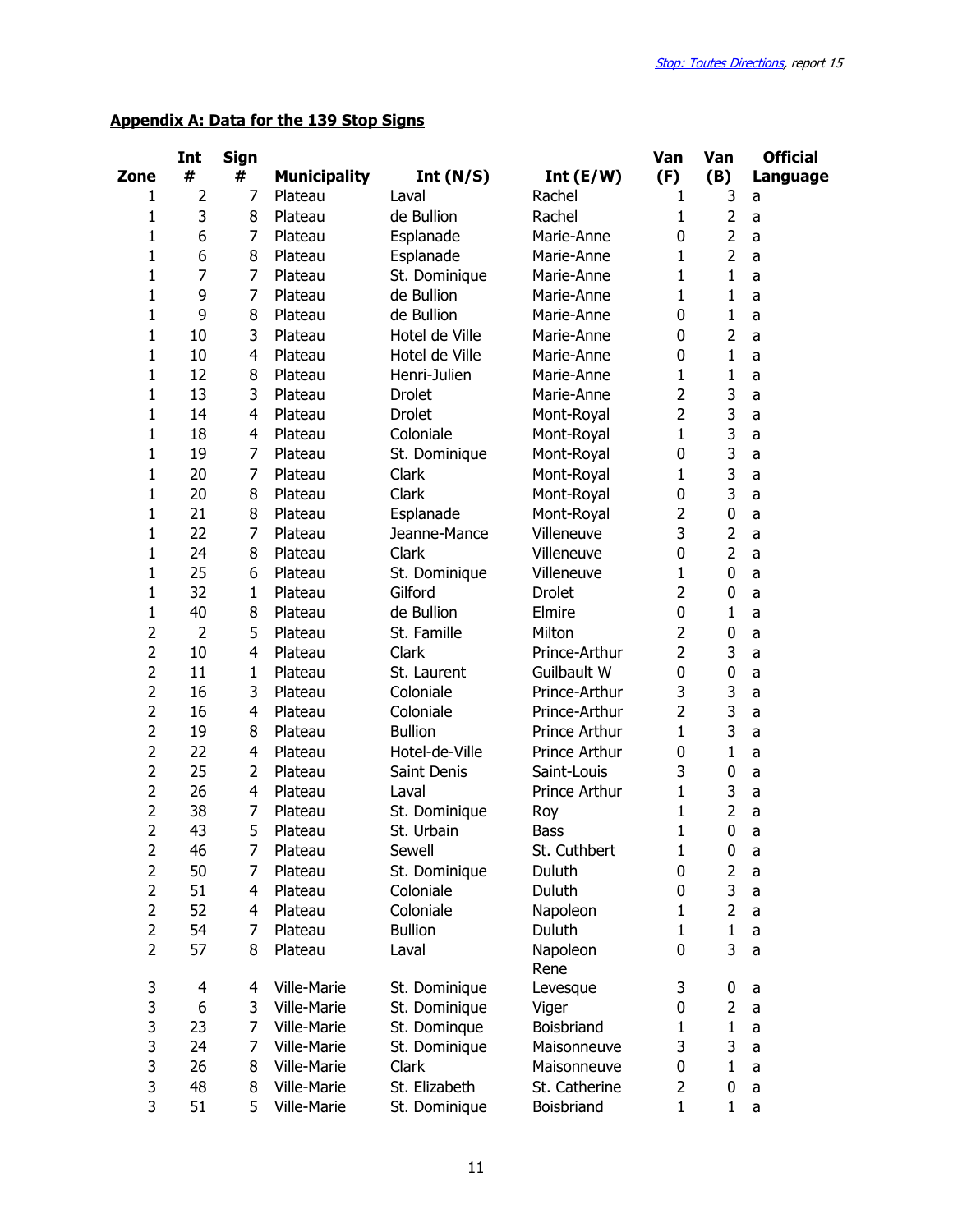**Appendix A: Data for the 139 Stop Signs**

| Zone | Int # | Sign # | Municipality | Int (N/S) | Int (E/W) | Van (F) | Van (B) | Official Language |
|---|---|---|---|---|---|---|---|---|
| 1 | 2 | 7 | Plateau | Laval | Rachel | 1 | 3 | a |
| 1 | 3 | 8 | Plateau | de Bullion | Rachel | 1 | 2 | a |
| 1 | 6 | 7 | Plateau | Esplanade | Marie-Anne | 0 | 2 | a |
| 1 | 6 | 8 | Plateau | Esplanade | Marie-Anne | 1 | 2 | a |
| 1 | 7 | 7 | Plateau | St. Dominique | Marie-Anne | 1 | 1 | a |
| 1 | 9 | 7 | Plateau | de Bullion | Marie-Anne | 1 | 1 | a |
| 1 | 9 | 8 | Plateau | de Bullion | Marie-Anne | 0 | 1 | a |
| 1 | 10 | 3 | Plateau | Hotel de Ville | Marie-Anne | 0 | 2 | a |
| 1 | 10 | 4 | Plateau | Hotel de Ville | Marie-Anne | 0 | 1 | a |
| 1 | 12 | 8 | Plateau | Henri-Julien | Marie-Anne | 1 | 1 | a |
| 1 | 13 | 3 | Plateau | Drolet | Marie-Anne | 2 | 3 | a |
| 1 | 14 | 4 | Plateau | Drolet | Mont-Royal | 2 | 3 | a |
| 1 | 18 | 4 | Plateau | Coloniale | Mont-Royal | 1 | 3 | a |
| 1 | 19 | 7 | Plateau | St. Dominique | Mont-Royal | 0 | 3 | a |
| 1 | 20 | 7 | Plateau | Clark | Mont-Royal | 1 | 3 | a |
| 1 | 20 | 8 | Plateau | Clark | Mont-Royal | 0 | 3 | a |
| 1 | 21 | 8 | Plateau | Esplanade | Mont-Royal | 2 | 0 | a |
| 1 | 22 | 7 | Plateau | Jeanne-Mance | Villeneuve | 3 | 2 | a |
| 1 | 24 | 8 | Plateau | Clark | Villeneuve | 0 | 2 | a |
| 1 | 25 | 6 | Plateau | St. Dominique | Villeneuve | 1 | 0 | a |
| 1 | 32 | 1 | Plateau | Gilford | Drolet | 2 | 0 | a |
| 1 | 40 | 8 | Plateau | de Bullion | Elmire | 0 | 1 | a |
| 2 | 2 | 5 | Plateau | St. Famille | Milton | 2 | 0 | a |
| 2 | 10 | 4 | Plateau | Clark | Prince-Arthur | 2 | 3 | a |
| 2 | 11 | 1 | Plateau | St. Laurent | Guilbault W | 0 | 0 | a |
| 2 | 16 | 3 | Plateau | Coloniale | Prince-Arthur | 3 | 3 | a |
| 2 | 16 | 4 | Plateau | Coloniale | Prince-Arthur | 2 | 3 | a |
| 2 | 19 | 8 | Plateau | Bullion | Prince Arthur | 1 | 3 | a |
| 2 | 22 | 4 | Plateau | Hotel-de-Ville | Prince Arthur | 0 | 1 | a |
| 2 | 25 | 2 | Plateau | Saint Denis | Saint-Louis | 3 | 0 | a |
| 2 | 26 | 4 | Plateau | Laval | Prince Arthur | 1 | 3 | a |
| 2 | 38 | 7 | Plateau | St. Dominique | Roy | 1 | 2 | a |
| 2 | 43 | 5 | Plateau | St. Urbain | Bass | 1 | 0 | a |
| 2 | 46 | 7 | Plateau | Sewell | St. Cuthbert | 1 | 0 | a |
| 2 | 50 | 7 | Plateau | St. Dominique | Duluth | 0 | 2 | a |
| 2 | 51 | 4 | Plateau | Coloniale | Duluth | 0 | 3 | a |
| 2 | 52 | 4 | Plateau | Coloniale | Napoleon | 1 | 2 | a |
| 2 | 54 | 7 | Plateau | Bullion | Duluth | 1 | 1 | a |
| 2 | 57 | 8 | Plateau | Laval | Napoleon | 0 | 3 | a |
| 3 | 4 | 4 | Ville-Marie | St. Dominique | Rene Levesque | 3 | 0 | a |
| 3 | 6 | 3 | Ville-Marie | St. Dominique | Viger | 0 | 2 | a |
| 3 | 23 | 7 | Ville-Marie | St. Dominque | Boisbriand | 1 | 1 | a |
| 3 | 24 | 7 | Ville-Marie | St. Dominique | Maisonneuve | 3 | 3 | a |
| 3 | 26 | 8 | Ville-Marie | Clark | Maisonneuve | 0 | 1 | a |
| 3 | 48 | 8 | Ville-Marie | St. Elizabeth | St. Catherine | 2 | 0 | a |
| 3 | 51 | 5 | Ville-Marie | St. Dominique | Boisbriand | 1 | 1 | a |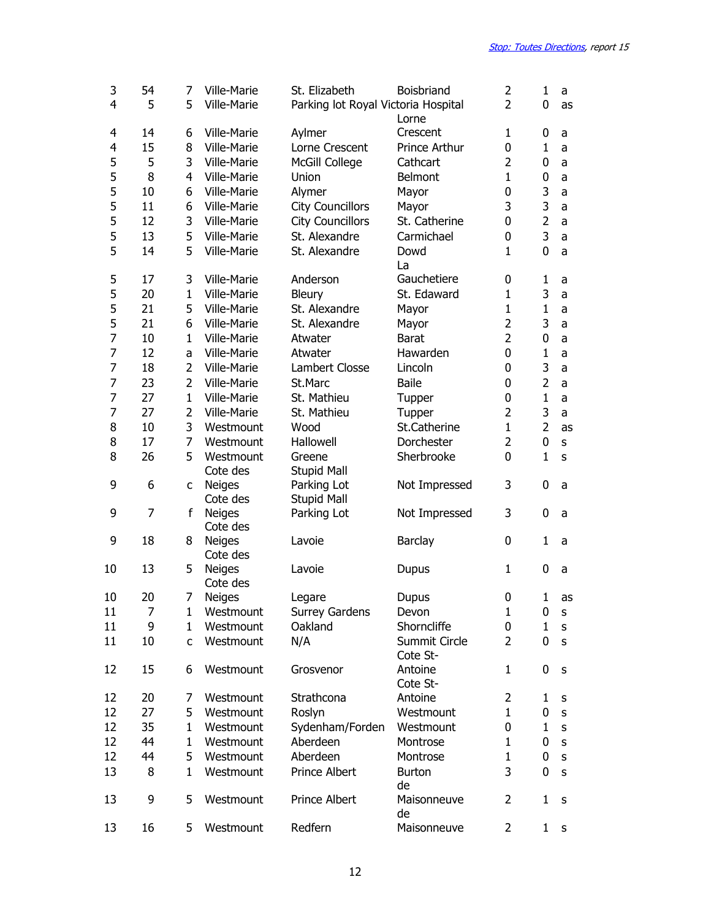| | | | | | | | | |
|---|---|---|---|---|---|---|---|---|
| 3 | 54 | 7 | Ville-Marie | St. Elizabeth | Boisbriand | 2 | 1 | a |
| 4 | 5 | 5 | Ville-Marie | Parking lot Royal Victoria Hospital | | 2 | 0 | as |
| 4 | 14 | 6 | Ville-Marie | Aylmer | Lorne Crescent | 1 | 0 | a |
| 4 | 15 | 8 | Ville-Marie | Lorne Crescent | Prince Arthur | 0 | 1 | a |
| 5 | 5 | 3 | Ville-Marie | McGill College | Cathcart | 2 | 0 | a |
| 5 | 8 | 4 | Ville-Marie | Union | Belmont | 1 | 0 | a |
| 5 | 10 | 6 | Ville-Marie | Alymer | Mayor | 0 | 3 | a |
| 5 | 11 | 6 | Ville-Marie | City Councillors | Mayor | 3 | 3 | a |
| 5 | 12 | 3 | Ville-Marie | City Councillors | St. Catherine | 0 | 2 | a |
| 5 | 13 | 5 | Ville-Marie | St. Alexandre | Carmichael | 0 | 3 | a |
| 5 | 14 | 5 | Ville-Marie | St. Alexandre | Dowd | 1 | 0 | a |
| 5 | 17 | 3 | Ville-Marie | Anderson | La Gauchetiere | 0 | 1 | a |
| 5 | 20 | 1 | Ville-Marie | Bleury | St. Edaward | 1 | 3 | a |
| 5 | 21 | 5 | Ville-Marie | St. Alexandre | Mayor | 1 | 1 | a |
| 5 | 21 | 6 | Ville-Marie | St. Alexandre | Mayor | 2 | 3 | a |
| 7 | 10 | 1 | Ville-Marie | Atwater | Barat | 2 | 0 | a |
| 7 | 12 | a | Ville-Marie | Atwater | Hawarden | 0 | 1 | a |
| 7 | 18 | 2 | Ville-Marie | Lambert Closse | Lincoln | 0 | 3 | a |
| 7 | 23 | 2 | Ville-Marie | St.Marc | Baile | 0 | 2 | a |
| 7 | 27 | 1 | Ville-Marie | St. Mathieu | Tupper | 0 | 1 | a |
| 7 | 27 | 2 | Ville-Marie | St. Mathieu | Tupper | 2 | 3 | a |
| 8 | 10 | 3 | Westmount | Wood | St.Catherine | 1 | 2 | as |
| 8 | 17 | 7 | Westmount | Hallowell | Dorchester | 2 | 0 | s |
| 8 | 26 | 5 | Westmount | Greene | Sherbrooke | 0 | 1 | s |
| 9 | 6 | c | Cote des Neiges | Stupid Mall Parking Lot | Not Impressed | 3 | 0 | a |
| 9 | 7 | f | Cote des Neiges | Stupid Mall Parking Lot | Not Impressed | 3 | 0 | a |
| 9 | 18 | 8 | Cote des Neiges | Lavoie | Barclay | 0 | 1 | a |
| 10 | 13 | 5 | Cote des Neiges | Lavoie | Dupus | 1 | 0 | a |
| 10 | 20 | 7 | Cote des Neiges | Legare | Dupus | 0 | 1 | as |
| 11 | 7 | 1 | Westmount | Surrey Gardens | Devon | 1 | 0 | s |
| 11 | 9 | 1 | Westmount | Oakland | Shorncliffe | 0 | 1 | s |
| 11 | 10 | c | Westmount | N/A | Summit Circle | 2 | 0 | s |
| 12 | 15 | 6 | Westmount | Grosvenor | Cote St-Antoine | 1 | 0 | s |
| 12 | 20 | 7 | Westmount | Strathcona | Cote St-Antoine | 2 | 1 | s |
| 12 | 27 | 5 | Westmount | Roslyn | Westmount | 1 | 0 | s |
| 12 | 35 | 1 | Westmount | Sydenham/Forden | Westmount | 0 | 1 | s |
| 12 | 44 | 1 | Westmount | Aberdeen | Montrose | 1 | 0 | s |
| 12 | 44 | 5 | Westmount | Aberdeen | Montrose | 1 | 0 | s |
| 13 | 8 | 1 | Westmount | Prince Albert | Burton | 3 | 0 | s |
| 13 | 9 | 5 | Westmount | Prince Albert | de Maisonneuve | 2 | 1 | s |
| 13 | 16 | 5 | Westmount | Redfern | de Maisonneuve | 2 | 1 | s |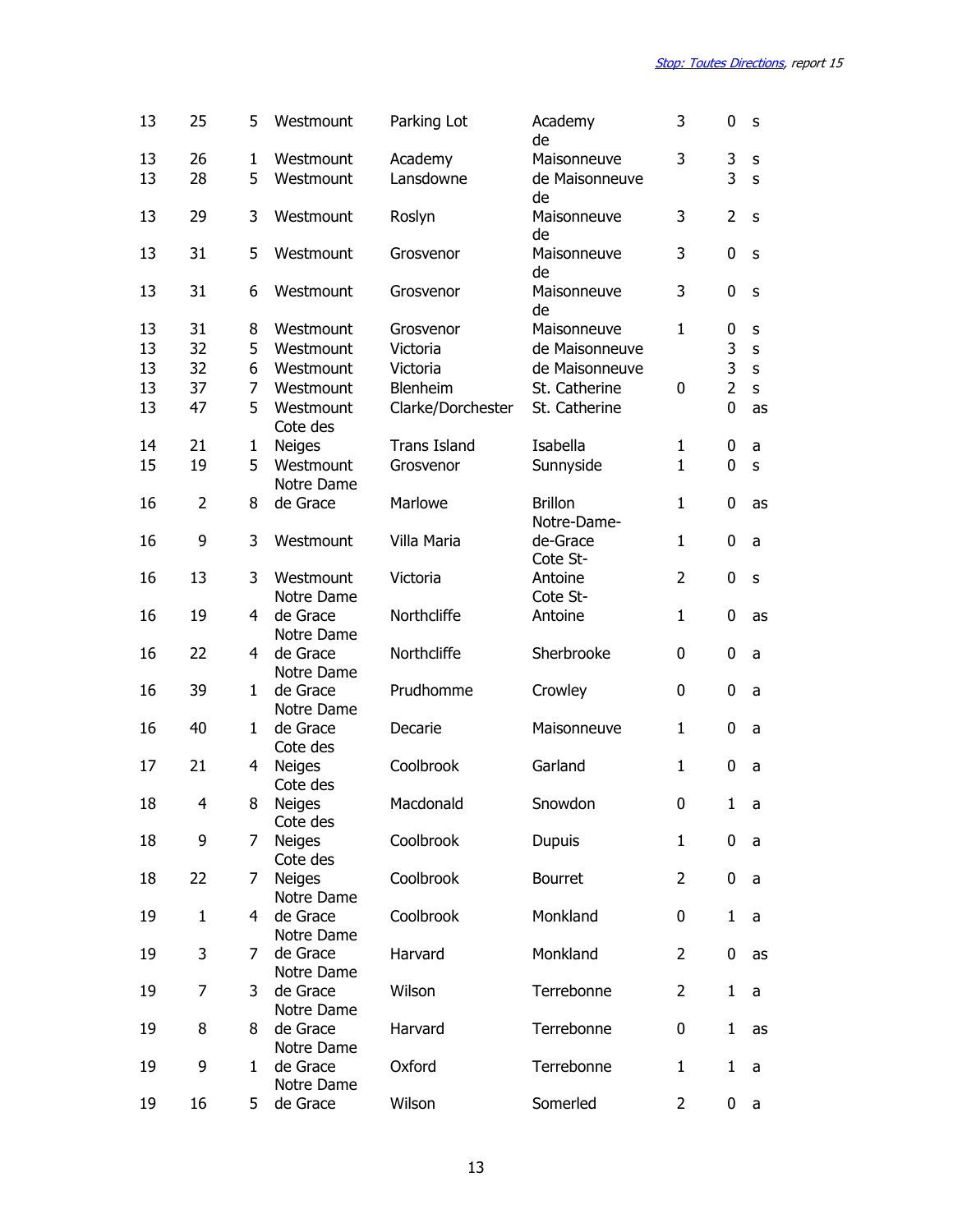| | | | | | | | | |
|---|---|---|---|---|---|---|---|---|
| 13 | 25 | 5 | Westmount | Parking Lot | Academy | 3 | 0 | s |
| 13 | 26 | 1 | Westmount | Academy | de Maisonneuve | 3 | 3 | s |
| 13 | 28 | 5 | Westmount | Lansdowne | de Maisonneuve | | 3 | s |
| 13 | 29 | 3 | Westmount | Roslyn | de Maisonneuve | 3 | 2 | s |
| 13 | 31 | 5 | Westmount | Grosvenor | de Maisonneuve | 3 | 0 | s |
| 13 | 31 | 6 | Westmount | Grosvenor | de Maisonneuve | 3 | 0 | s |
| 13 | 31 | 8 | Westmount | Grosvenor | de Maisonneuve | 1 | 0 | s |
| 13 | 32 | 5 | Westmount | Victoria | de Maisonneuve | | 3 | s |
| 13 | 32 | 6 | Westmount | Victoria | de Maisonneuve | | 3 | s |
| 13 | 37 | 7 | Westmount | Blenheim | St. Catherine | 0 | 2 | s |
| 13 | 47 | 5 | Westmount | Clarke/Dorchester | St. Catherine | | 0 | as |
| 14 | 21 | 1 | Cote des Neiges | Trans Island | Isabella | 1 | 0 | a |
| 15 | 19 | 5 | Westmount | Grosvenor | Sunnyside | 1 | 0 | s |
| 16 | 2 | 8 | Notre Dame de Grace | Marlowe | Brillon | 1 | 0 | as |
| 16 | 9 | 3 | Westmount | Villa Maria | Notre-Dame-de-Grace | 1 | 0 | a |
| 16 | 13 | 3 | Westmount | Victoria | Cote St-Antoine | 2 | 0 | s |
| 16 | 19 | 4 | Notre Dame de Grace | Northcliffe | Cote St-Antoine | 1 | 0 | as |
| 16 | 22 | 4 | Notre Dame de Grace | Northcliffe | Sherbrooke | 0 | 0 | a |
| 16 | 39 | 1 | Notre Dame de Grace | Prudhomme | Crowley | 0 | 0 | a |
| 16 | 40 | 1 | Notre Dame de Grace | Decarie | Maisonneuve | 1 | 0 | a |
| 17 | 21 | 4 | Cote des Neiges | Coolbrook | Garland | 1 | 0 | a |
| 18 | 4 | 8 | Cote des Neiges | Macdonald | Snowdon | 0 | 1 | a |
| 18 | 9 | 7 | Cote des Neiges | Coolbrook | Dupuis | 1 | 0 | a |
| 18 | 22 | 7 | Cote des Neiges | Coolbrook | Bourret | 2 | 0 | a |
| 19 | 1 | 4 | Notre Dame de Grace | Coolbrook | Monkland | 0 | 1 | a |
| 19 | 3 | 7 | Notre Dame de Grace | Harvard | Monkland | 2 | 0 | as |
| 19 | 7 | 3 | Notre Dame de Grace | Wilson | Terrebonne | 2 | 1 | a |
| 19 | 8 | 8 | Notre Dame de Grace | Harvard | Terrebonne | 0 | 1 | as |
| 19 | 9 | 1 | Notre Dame de Grace | Oxford | Terrebonne | 1 | 1 | a |
| 19 | 16 | 5 | Notre Dame de Grace | Wilson | Somerled | 2 | 0 | a |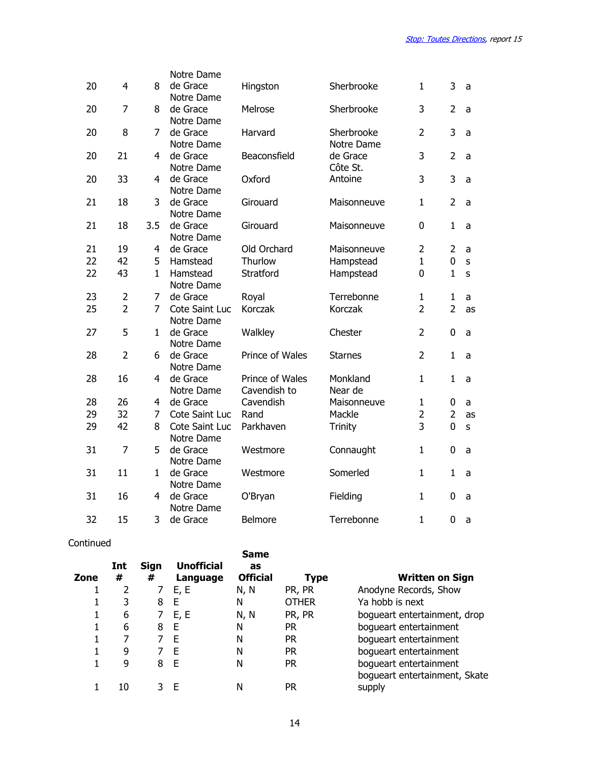| | | | | | | | | |
|---|---|---|---|---|---|---|---|---|
| 20 | 4 | 8 | Notre Dame de Grace | Hingston | Sherbrooke | 1 | 3 | a |
| 20 | 7 | 8 | Notre Dame de Grace | Melrose | Sherbrooke | 3 | 2 | a |
| 20 | 8 | 7 | Notre Dame de Grace | Harvard | Sherbrooke | 2 | 3 | a |
| 20 | 21 | 4 | Notre Dame de Grace | Beaconsfield | Notre Dame de Grace | 3 | 2 | a |
| 20 | 33 | 4 | Notre Dame de Grace | Oxford | Côte St. Antoine | 3 | 3 | a |
| 21 | 18 | 3 | Notre Dame de Grace | Girouard | Maisonneuve | 1 | 2 | a |
| 21 | 18 | 3.5 | Notre Dame de Grace | Girouard | Maisonneuve | 0 | 1 | a |
| 21 | 19 | 4 | Notre Dame de Grace | Old Orchard | Maisonneuve | 2 | 2 | a |
| 22 | 42 | 5 | Hamstead | Thurlow | Hampstead | 1 | 0 | s |
| 22 | 43 | 1 | Hamstead | Stratford | Hampstead | 0 | 1 | s |
| 23 | 2 | 7 | Notre Dame de Grace | Royal | Terrebonne | 1 | 1 | a |
| 25 | 2 | 7 | Cote Saint Luc | Korczak | Korczak | 2 | 2 | as |
| 27 | 5 | 1 | Notre Dame de Grace | Walkley | Chester | 2 | 0 | a |
| 28 | 2 | 6 | Notre Dame de Grace | Prince of Wales | Starnes | 2 | 1 | a |
| 28 | 16 | 4 | Notre Dame de Grace | Prince of Wales | Monkland | 1 | 1 | a |
| 28 | 26 | 4 | Notre Dame de Grace | Cavendish to Cavendish | Near de Maisonneuve | 1 | 0 | a |
| 29 | 32 | 7 | Cote Saint Luc | Rand | Mackle | 2 | 2 | as |
| 29 | 42 | 8 | Cote Saint Luc | Parkhaven | Trinity | 3 | 0 | s |
| 31 | 7 | 5 | Notre Dame de Grace | Westmore | Connaught | 1 | 0 | a |
| 31 | 11 | 1 | Notre Dame de Grace | Westmore | Somerled | 1 | 1 | a |
| 31 | 16 | 4 | Notre Dame de Grace | O'Bryan | Fielding | 1 | 0 | a |
| 32 | 15 | 3 | Notre Dame de Grace | Belmore | Terrebonne | 1 | 0 | a |

Continued

| Zone | Int # | Sign # | Unofficial Language | Same as Official | Type | Written on Sign |
|---|---|---|---|---|---|---|
| 1 | 2 | 7 | E, E | N, N | PR, PR | Anodyne Records, Show |
| 1 | 3 | 8 | E | N | OTHER | Ya hobb is next |
| 1 | 6 | 7 | E, E | N, N | PR, PR | bogueart entertainment, drop |
| 1 | 6 | 8 | E | N | PR | bogueart entertainment |
| 1 | 7 | 7 | E | N | PR | bogueart entertainment |
| 1 | 9 | 7 | E | N | PR | bogueart entertainment |
| 1 | 9 | 8 | E | N | PR | bogueart entertainment |
| 1 | 10 | 3 | E | N | PR | bogueart entertainment, Skate supply |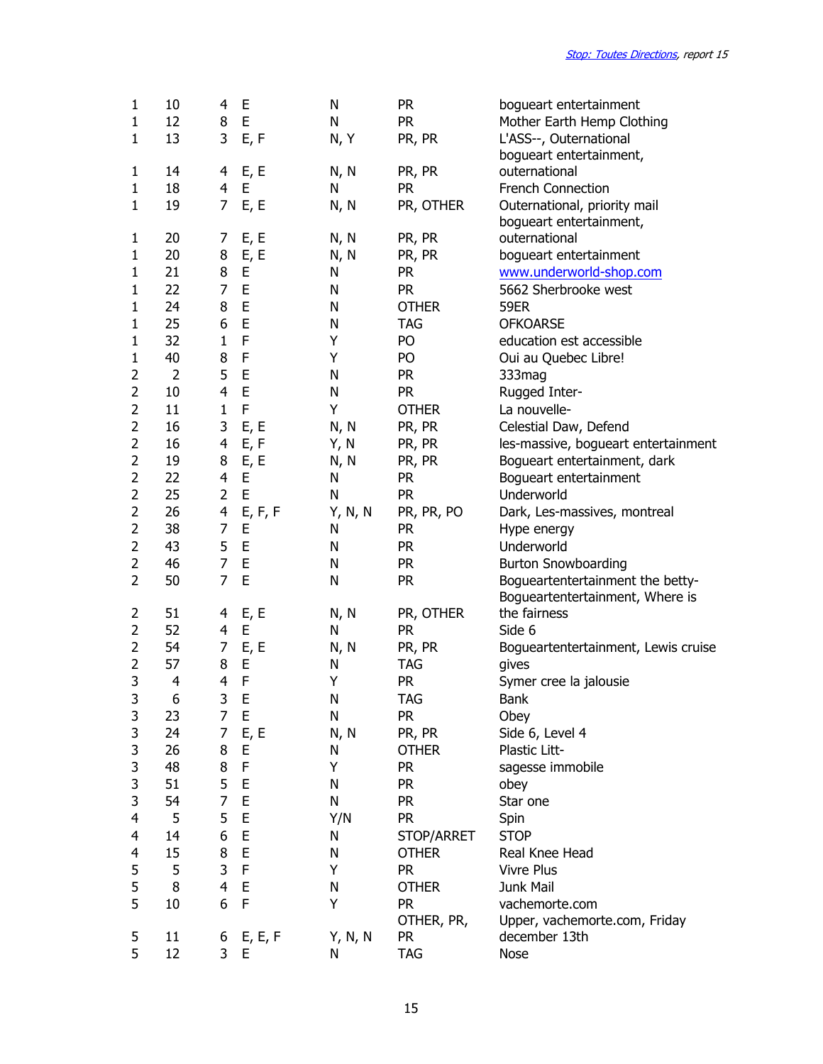| | | | | | | |
|---|---|---|---|---|---|---|
| 1 | 10 | 4 | E | N | PR | bogueart entertainment |
| 1 | 12 | 8 | E | N | PR | Mother Earth Hemp Clothing |
| 1 | 13 | 3 | E, F | N, Y | PR, PR | L'ASS--, Outernational |
| 1 | 14 | 4 | E, E | N, N | PR, PR | bogueart entertainment, outernational |
| 1 | 18 | 4 | E | N | PR | French Connection |
| 1 | 19 | 7 | E, E | N, N | PR, OTHER | Outernational, priority mail |
| 1 | 20 | 7 | E, E | N, N | PR, PR | bogueart entertainment, outernational |
| 1 | 20 | 8 | E, E | N, N | PR, PR | bogueart entertainment |
| 1 | 21 | 8 | E | N | PR | www.underworld-shop.com |
| 1 | 22 | 7 | E | N | PR | 5662 Sherbrooke west |
| 1 | 24 | 8 | E | N | OTHER | 59ER |
| 1 | 25 | 6 | E | N | TAG | OFKOARSE |
| 1 | 32 | 1 | F | Y | PO | education est accessible |
| 1 | 40 | 8 | F | Y | PO | Oui au Quebec Libre! |
| 2 | 2 | 5 | E | N | PR | 333mag |
| 2 | 10 | 4 | E | N | PR | Rugged Inter- |
| 2 | 11 | 1 | F | Y | OTHER | La nouvelle- |
| 2 | 16 | 3 | E, E | N, N | PR, PR | Celestial Daw, Defend |
| 2 | 16 | 4 | E, F | Y, N | PR, PR | les-massive, bogueart entertainment |
| 2 | 19 | 8 | E, E | N, N | PR, PR | Bogueart entertainment, dark |
| 2 | 22 | 4 | E | N | PR | Bogueart entertainment |
| 2 | 25 | 2 | E | N | PR | Underworld |
| 2 | 26 | 4 | E, F, F | Y, N, N | PR, PR, PO | Dark, Les-massives, montreal |
| 2 | 38 | 7 | E | N | PR | Hype energy |
| 2 | 43 | 5 | E | N | PR | Underworld |
| 2 | 46 | 7 | E | N | PR | Burton Snowboarding |
| 2 | 50 | 7 | E | N | PR | Bogueartentertainment the betty- |
| 2 | 51 | 4 | E, E | N, N | PR, OTHER | Bogueartentertainment, Where is the fairness |
| 2 | 52 | 4 | E | N | PR | Side 6 |
| 2 | 54 | 7 | E, E | N, N | PR, PR | Boguearteentertainment, Lewis cruise |
| 2 | 57 | 8 | E | N | TAG | gives |
| 3 | 4 | 4 | F | Y | PR | Symer cree la jalousie |
| 3 | 6 | 3 | E | N | TAG | Bank |
| 3 | 23 | 7 | E | N | PR | Obey |
| 3 | 24 | 7 | E, E | N, N | PR, PR | Side 6, Level 4 |
| 3 | 26 | 8 | E | N | OTHER | Plastic Litt- |
| 3 | 48 | 8 | F | Y | PR | sagesse immobile |
| 3 | 51 | 5 | E | N | PR | obey |
| 3 | 54 | 7 | E | N | PR | Star one |
| 4 | 5 | 5 | E | Y/N | PR | Spin |
| 4 | 14 | 6 | E | N | STOP/ARRET | STOP |
| 4 | 15 | 8 | E | N | OTHER | Real Knee Head |
| 5 | 5 | 3 | F | Y | PR | Vivre Plus |
| 5 | 8 | 4 | E | N | OTHER | Junk Mail |
| 5 | 10 | 6 | F | Y | PR | vachemorte.com |
| 5 | 11 | 6 | E, E, F | Y, N, N | OTHER, PR, PR | Upper, vachemorte.com, Friday december 13th |
| 5 | 12 | 3 | E | N | TAG | Nose |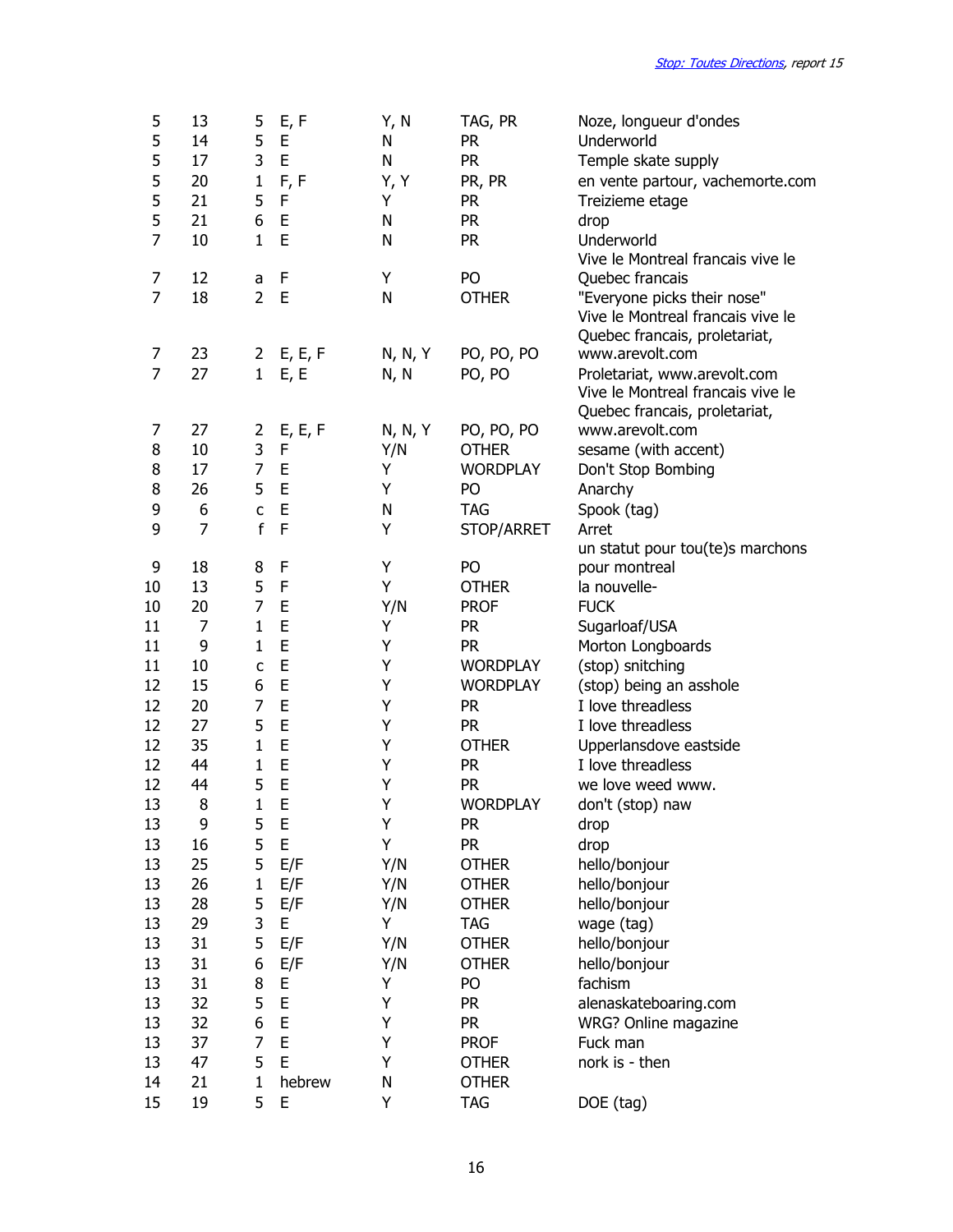| | | | | | | |
|---|---|---|---|---|---|---|
| 5 | 13 | 5 | E, F | Y, N | TAG, PR | Noze, longueur d'ondes |
| 5 | 14 | 5 | E | N | PR | Underworld |
| 5 | 17 | 3 | E | N | PR | Temple skate supply |
| 5 | 20 | 1 | F, F | Y, Y | PR, PR | en vente partour, vachemorte.com |
| 5 | 21 | 5 | F | Y | PR | Treizieme etage |
| 5 | 21 | 6 | E | N | PR | drop |
| 7 | 10 | 1 | E | N | PR | Underworld |
| 7 | 12 | a | F | Y | PO | Vive le Montreal francais vive le Quebec francais |
| 7 | 18 | 2 | E | N | OTHER | "Everyone picks their nose" |
| 7 | 23 | 2 | E, E, F | N, N, Y | PO, PO, PO | Vive le Montreal francais vive le Quebec francais, proletariat, www.arevolt.com |
| 7 | 27 | 1 | E, E | N, N | PO, PO | Proletariat, www.arevolt.com |
| 7 | 27 | 2 | E, E, F | N, N, Y | PO, PO, PO | Vive le Montreal francais vive le Quebec francais, proletariat, www.arevolt.com |
| 8 | 10 | 3 | F | Y/N | OTHER | sesame (with accent) |
| 8 | 17 | 7 | E | Y | WORDPLAY | Don't Stop Bombing |
| 8 | 26 | 5 | E | Y | PO | Anarchy |
| 9 | 6 | c | E | N | TAG | Spook (tag) |
| 9 | 7 | f | F | Y | STOP/ARRET | Arret |
| 9 | 18 | 8 | F | Y | PO | un statut pour tou(te)s marchons pour montreal |
| 10 | 13 | 5 | F | Y | OTHER | la nouvelle- |
| 10 | 20 | 7 | E | Y/N | PROF | FUCK |
| 11 | 7 | 1 | E | Y | PR | Sugarloaf/USA |
| 11 | 9 | 1 | E | Y | PR | Morton Longboards |
| 11 | 10 | c | E | Y | WORDPLAY | (stop) snitching |
| 12 | 15 | 6 | E | Y | WORDPLAY | (stop) being an asshole |
| 12 | 20 | 7 | E | Y | PR | I love threadless |
| 12 | 27 | 5 | E | Y | PR | I love threadless |
| 12 | 35 | 1 | E | Y | OTHER | Upperlansdove eastside |
| 12 | 44 | 1 | E | Y | PR | I love threadless |
| 12 | 44 | 5 | E | Y | PR | we love weed www. |
| 13 | 8 | 1 | E | Y | WORDPLAY | don't (stop) naw |
| 13 | 9 | 5 | E | Y | PR | drop |
| 13 | 16 | 5 | E | Y | PR | drop |
| 13 | 25 | 5 | E/F | Y/N | OTHER | hello/bonjour |
| 13 | 26 | 1 | E/F | Y/N | OTHER | hello/bonjour |
| 13 | 28 | 5 | E/F | Y/N | OTHER | hello/bonjour |
| 13 | 29 | 3 | E | Y | TAG | wage (tag) |
| 13 | 31 | 5 | E/F | Y/N | OTHER | hello/bonjour |
| 13 | 31 | 6 | E/F | Y/N | OTHER | hello/bonjour |
| 13 | 31 | 8 | E | Y | PO | fachism |
| 13 | 32 | 5 | E | Y | PR | alenaskateboaring.com |
| 13 | 32 | 6 | E | Y | PR | WRG? Online magazine |
| 13 | 37 | 7 | E | Y | PROF | Fuck man |
| 13 | 47 | 5 | E | Y | OTHER | nork is - then |
| 14 | 21 | 1 | hebrew | N | OTHER | |
| 15 | 19 | 5 | E | Y | TAG | DOE (tag) |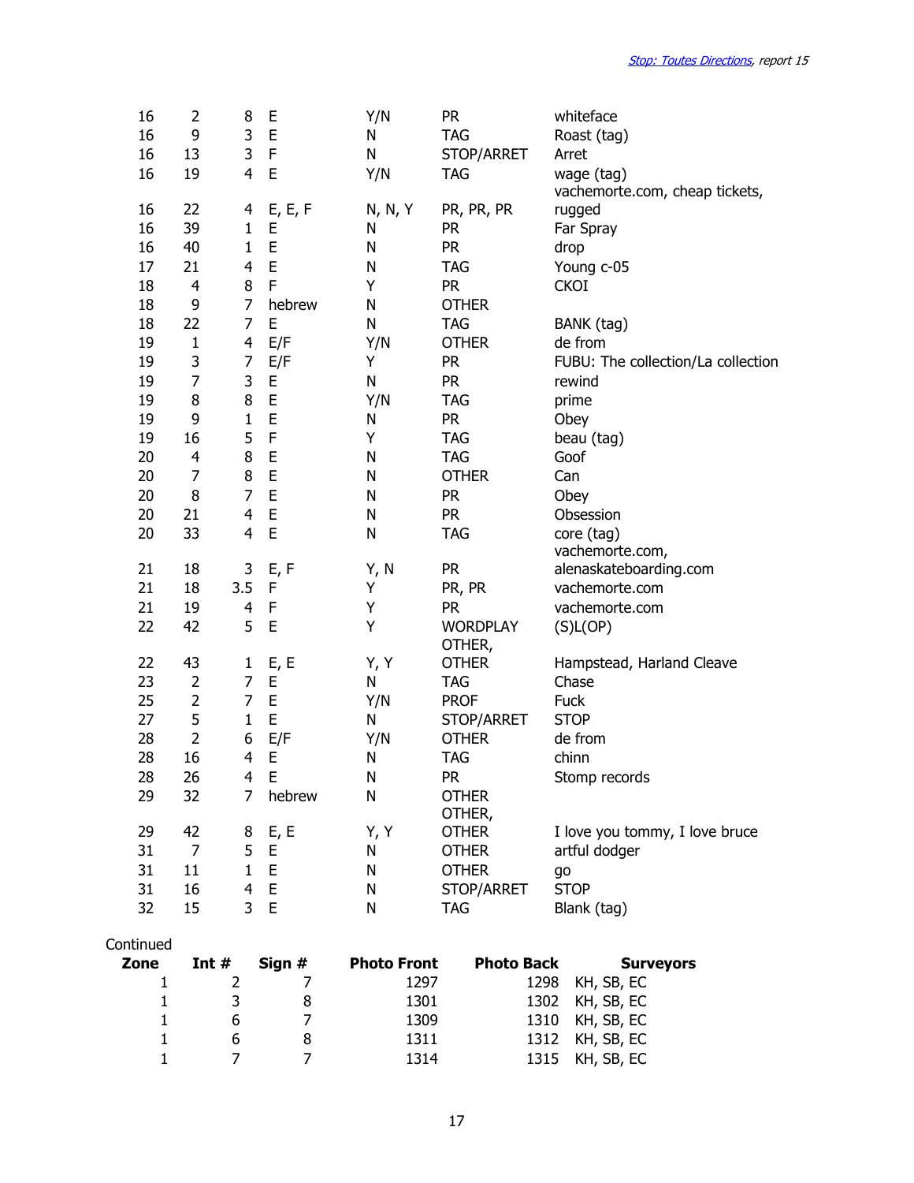| | | | | | | |
|---|---|---|---|---|---|---|
| 16 | 2 | 8 | E | Y/N | PR | whiteface |
| 16 | 9 | 3 | E | N | TAG | Roast (tag) |
| 16 | 13 | 3 | F | N | STOP/ARRET | Arret |
| 16 | 19 | 4 | E | Y/N | TAG | wage (tag) |
| 16 | 22 | 4 | E, E, F | N, N, Y | PR, PR, PR | vachemorte.com, cheap tickets, rugged |
| 16 | 39 | 1 | E | N | PR | Far Spray |
| 16 | 40 | 1 | E | N | PR | drop |
| 17 | 21 | 4 | E | N | TAG | Young c-05 |
| 18 | 4 | 8 | F | Y | PR | CKOI |
| 18 | 9 | 7 | hebrew | N | OTHER | |
| 18 | 22 | 7 | E | N | TAG | BANK (tag) |
| 19 | 1 | 4 | E/F | Y/N | OTHER | de from |
| 19 | 3 | 7 | E/F | Y | PR | FUBU: The collection/La collection |
| 19 | 7 | 3 | E | N | PR | rewind |
| 19 | 8 | 8 | E | Y/N | TAG | prime |
| 19 | 9 | 1 | E | N | PR | Obey |
| 19 | 16 | 5 | F | Y | TAG | beau (tag) |
| 20 | 4 | 8 | E | N | TAG | Goof |
| 20 | 7 | 8 | E | N | OTHER | Can |
| 20 | 8 | 7 | E | N | PR | Obey |
| 20 | 21 | 4 | E | N | PR | Obsession |
| 20 | 33 | 4 | E | N | TAG | core (tag) |
| 21 | 18 | 3 | E, F | Y, N | PR | vachemorte.com, alenaskateboarding.com |
| 21 | 18 | 3.5 | F | Y | PR, PR | vachemorte.com |
| 21 | 19 | 4 | F | Y | PR | vachemorte.com |
| 22 | 42 | 5 | E | Y | WORDPLAY | (S)L(OP) |
| 22 | 43 | 1 | E, E | Y, Y | OTHER, OTHER | Hampstead, Harland Cleave |
| 23 | 2 | 7 | E | N | TAG | Chase |
| 25 | 2 | 7 | E | Y/N | PROF | Fuck |
| 27 | 5 | 1 | E | N | STOP/ARRET | STOP |
| 28 | 2 | 6 | E/F | Y/N | OTHER | de from |
| 28 | 16 | 4 | E | N | TAG | chinn |
| 28 | 26 | 4 | E | N | PR | Stomp records |
| 29 | 32 | 7 | hebrew | N | OTHER | |
| 29 | 42 | 8 | E, E | Y, Y | OTHER, OTHER | I love you tommy, I love bruce |
| 31 | 7 | 5 | E | N | OTHER | artful dodger |
| 31 | 11 | 1 | E | N | OTHER | go |
| 31 | 16 | 4 | E | N | STOP/ARRET | STOP |
| 32 | 15 | 3 | E | N | TAG | Blank (tag) |

Continued

| Zone | Int # | Sign # | Photo Front | Photo Back | Surveyors |
|---|---|---|---|---|---|
| 1 | 2 | 7 | 1297 | 1298 | KH, SB, EC |
| 1 | 3 | 8 | 1301 | 1302 | KH, SB, EC |
| 1 | 6 | 7 | 1309 | 1310 | KH, SB, EC |
| 1 | 6 | 8 | 1311 | 1312 | KH, SB, EC |
| 1 | 7 | 7 | 1314 | 1315 | KH, SB, EC |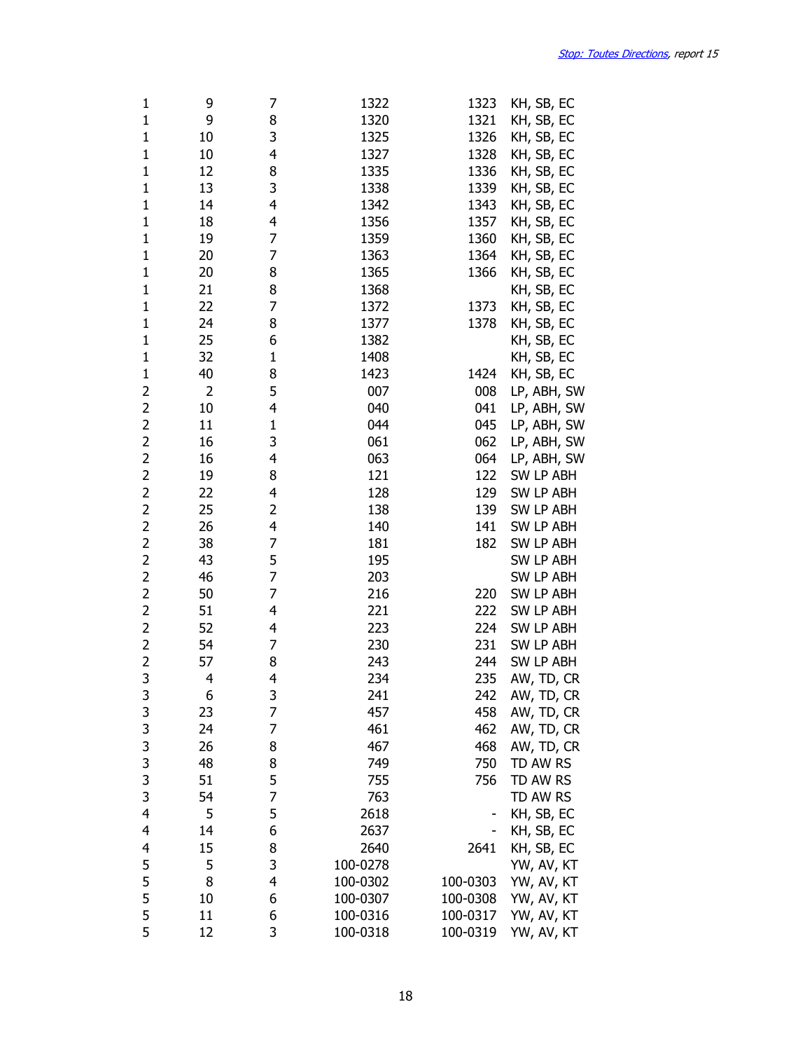| | | | | | |
|---|---|---|---|---|---|
| 1 | 9 | 7 | 1322 | 1323 | KH, SB, EC |
| 1 | 9 | 8 | 1320 | 1321 | KH, SB, EC |
| 1 | 10 | 3 | 1325 | 1326 | KH, SB, EC |
| 1 | 10 | 4 | 1327 | 1328 | KH, SB, EC |
| 1 | 12 | 8 | 1335 | 1336 | KH, SB, EC |
| 1 | 13 | 3 | 1338 | 1339 | KH, SB, EC |
| 1 | 14 | 4 | 1342 | 1343 | KH, SB, EC |
| 1 | 18 | 4 | 1356 | 1357 | KH, SB, EC |
| 1 | 19 | 7 | 1359 | 1360 | KH, SB, EC |
| 1 | 20 | 7 | 1363 | 1364 | KH, SB, EC |
| 1 | 20 | 8 | 1365 | 1366 | KH, SB, EC |
| 1 | 21 | 8 | 1368 | | KH, SB, EC |
| 1 | 22 | 7 | 1372 | 1373 | KH, SB, EC |
| 1 | 24 | 8 | 1377 | 1378 | KH, SB, EC |
| 1 | 25 | 6 | 1382 | | KH, SB, EC |
| 1 | 32 | 1 | 1408 | | KH, SB, EC |
| 1 | 40 | 8 | 1423 | 1424 | KH, SB, EC |
| 2 | 2 | 5 | 007 | 008 | LP, ABH, SW |
| 2 | 10 | 4 | 040 | 041 | LP, ABH, SW |
| 2 | 11 | 1 | 044 | 045 | LP, ABH, SW |
| 2 | 16 | 3 | 061 | 062 | LP, ABH, SW |
| 2 | 16 | 4 | 063 | 064 | LP, ABH, SW |
| 2 | 19 | 8 | 121 | 122 | SW LP ABH |
| 2 | 22 | 4 | 128 | 129 | SW LP ABH |
| 2 | 25 | 2 | 138 | 139 | SW LP ABH |
| 2 | 26 | 4 | 140 | 141 | SW LP ABH |
| 2 | 38 | 7 | 181 | 182 | SW LP ABH |
| 2 | 43 | 5 | 195 | | SW LP ABH |
| 2 | 46 | 7 | 203 | | SW LP ABH |
| 2 | 50 | 7 | 216 | 220 | SW LP ABH |
| 2 | 51 | 4 | 221 | 222 | SW LP ABH |
| 2 | 52 | 4 | 223 | 224 | SW LP ABH |
| 2 | 54 | 7 | 230 | 231 | SW LP ABH |
| 2 | 57 | 8 | 243 | 244 | SW LP ABH |
| 3 | 4 | 4 | 234 | 235 | AW, TD, CR |
| 3 | 6 | 3 | 241 | 242 | AW, TD, CR |
| 3 | 23 | 7 | 457 | 458 | AW, TD, CR |
| 3 | 24 | 7 | 461 | 462 | AW, TD, CR |
| 3 | 26 | 8 | 467 | 468 | AW, TD, CR |
| 3 | 48 | 8 | 749 | 750 | TD AW RS |
| 3 | 51 | 5 | 755 | 756 | TD AW RS |
| 3 | 54 | 7 | 763 | | TD AW RS |
| 4 | 5 | 5 | 2618 | - | KH, SB, EC |
| 4 | 14 | 6 | 2637 | - | KH, SB, EC |
| 4 | 15 | 8 | 2640 | 2641 | KH, SB, EC |
| 5 | 5 | 3 | 100-0278 | | YW, AV, KT |
| 5 | 8 | 4 | 100-0302 | 100-0303 | YW, AV, KT |
| 5 | 10 | 6 | 100-0307 | 100-0308 | YW, AV, KT |
| 5 | 11 | 6 | 100-0316 | 100-0317 | YW, AV, KT |
| 5 | 12 | 3 | 100-0318 | 100-0319 | YW, AV, KT |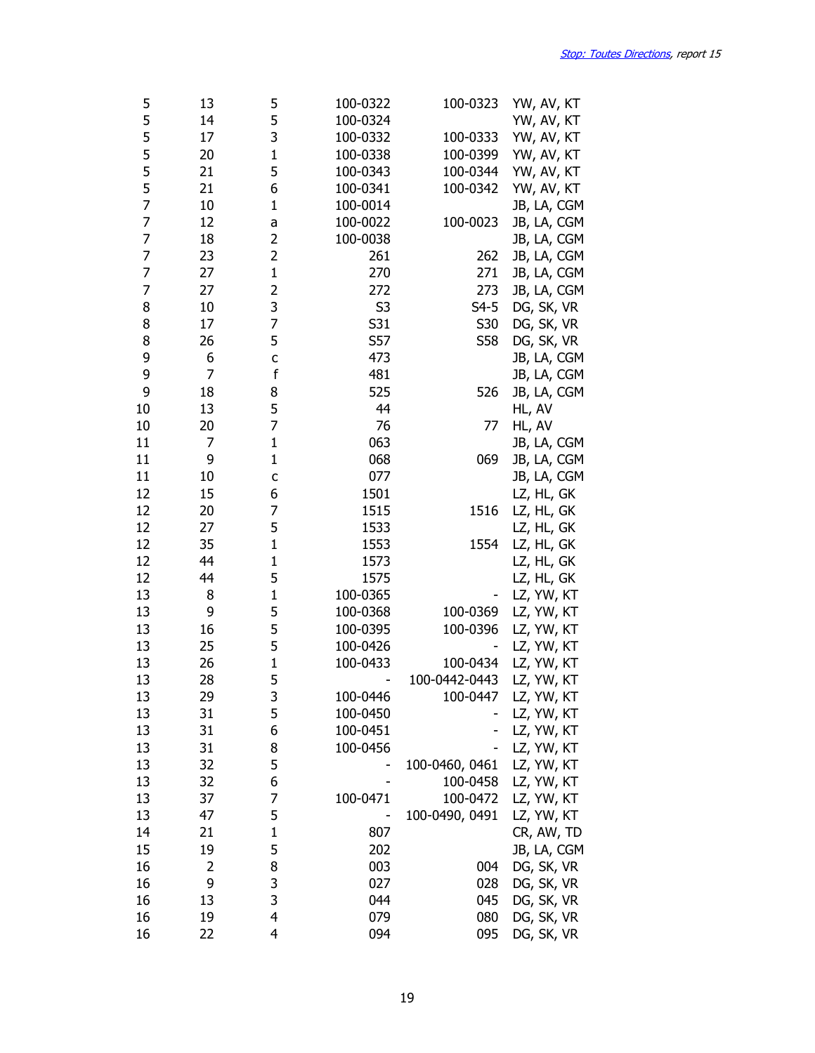| | | | | | |
|---|---|---|---|---|---|
| 5 | 13 | 5 | 100-0322 | 100-0323 | YW, AV, KT |
| 5 | 14 | 5 | 100-0324 | | YW, AV, KT |
| 5 | 17 | 3 | 100-0332 | 100-0333 | YW, AV, KT |
| 5 | 20 | 1 | 100-0338 | 100-0399 | YW, AV, KT |
| 5 | 21 | 5 | 100-0343 | 100-0344 | YW, AV, KT |
| 5 | 21 | 6 | 100-0341 | 100-0342 | YW, AV, KT |
| 7 | 10 | 1 | 100-0014 | | JB, LA, CGM |
| 7 | 12 | a | 100-0022 | 100-0023 | JB, LA, CGM |
| 7 | 18 | 2 | 100-0038 | | JB, LA, CGM |
| 7 | 23 | 2 | 261 | 262 | JB, LA, CGM |
| 7 | 27 | 1 | 270 | 271 | JB, LA, CGM |
| 7 | 27 | 2 | 272 | 273 | JB, LA, CGM |
| 8 | 10 | 3 | S3 | S4-5 | DG, SK, VR |
| 8 | 17 | 7 | S31 | S30 | DG, SK, VR |
| 8 | 26 | 5 | S57 | S58 | DG, SK, VR |
| 9 | 6 | c | 473 | | JB, LA, CGM |
| 9 | 7 | f | 481 | | JB, LA, CGM |
| 9 | 18 | 8 | 525 | 526 | JB, LA, CGM |
| 10 | 13 | 5 | 44 | | HL, AV |
| 10 | 20 | 7 | 76 | 77 | HL, AV |
| 11 | 7 | 1 | 063 | | JB, LA, CGM |
| 11 | 9 | 1 | 068 | 069 | JB, LA, CGM |
| 11 | 10 | c | 077 | | JB, LA, CGM |
| 12 | 15 | 6 | 1501 | | LZ, HL, GK |
| 12 | 20 | 7 | 1515 | 1516 | LZ, HL, GK |
| 12 | 27 | 5 | 1533 | | LZ, HL, GK |
| 12 | 35 | 1 | 1553 | 1554 | LZ, HL, GK |
| 12 | 44 | 1 | 1573 | | LZ, HL, GK |
| 12 | 44 | 5 | 1575 | | LZ, HL, GK |
| 13 | 8 | 1 | 100-0365 | - | LZ, YW, KT |
| 13 | 9 | 5 | 100-0368 | 100-0369 | LZ, YW, KT |
| 13 | 16 | 5 | 100-0395 | 100-0396 | LZ, YW, KT |
| 13 | 25 | 5 | 100-0426 | - | LZ, YW, KT |
| 13 | 26 | 1 | 100-0433 | 100-0434 | LZ, YW, KT |
| 13 | 28 | 5 | - | 100-0442-0443 | LZ, YW, KT |
| 13 | 29 | 3 | 100-0446 | 100-0447 | LZ, YW, KT |
| 13 | 31 | 5 | 100-0450 | - | LZ, YW, KT |
| 13 | 31 | 6 | 100-0451 | - | LZ, YW, KT |
| 13 | 31 | 8 | 100-0456 | - | LZ, YW, KT |
| 13 | 32 | 5 | - | 100-0460, 0461 | LZ, YW, KT |
| 13 | 32 | 6 | - | 100-0458 | LZ, YW, KT |
| 13 | 37 | 7 | 100-0471 | 100-0472 | LZ, YW, KT |
| 13 | 47 | 5 | - | 100-0490, 0491 | LZ, YW, KT |
| 14 | 21 | 1 | 807 | | CR, AW, TD |
| 15 | 19 | 5 | 202 | | JB, LA, CGM |
| 16 | 2 | 8 | 003 | 004 | DG, SK, VR |
| 16 | 9 | 3 | 027 | 028 | DG, SK, VR |
| 16 | 13 | 3 | 044 | 045 | DG, SK, VR |
| 16 | 19 | 4 | 079 | 080 | DG, SK, VR |
| 16 | 22 | 4 | 094 | 095 | DG, SK, VR |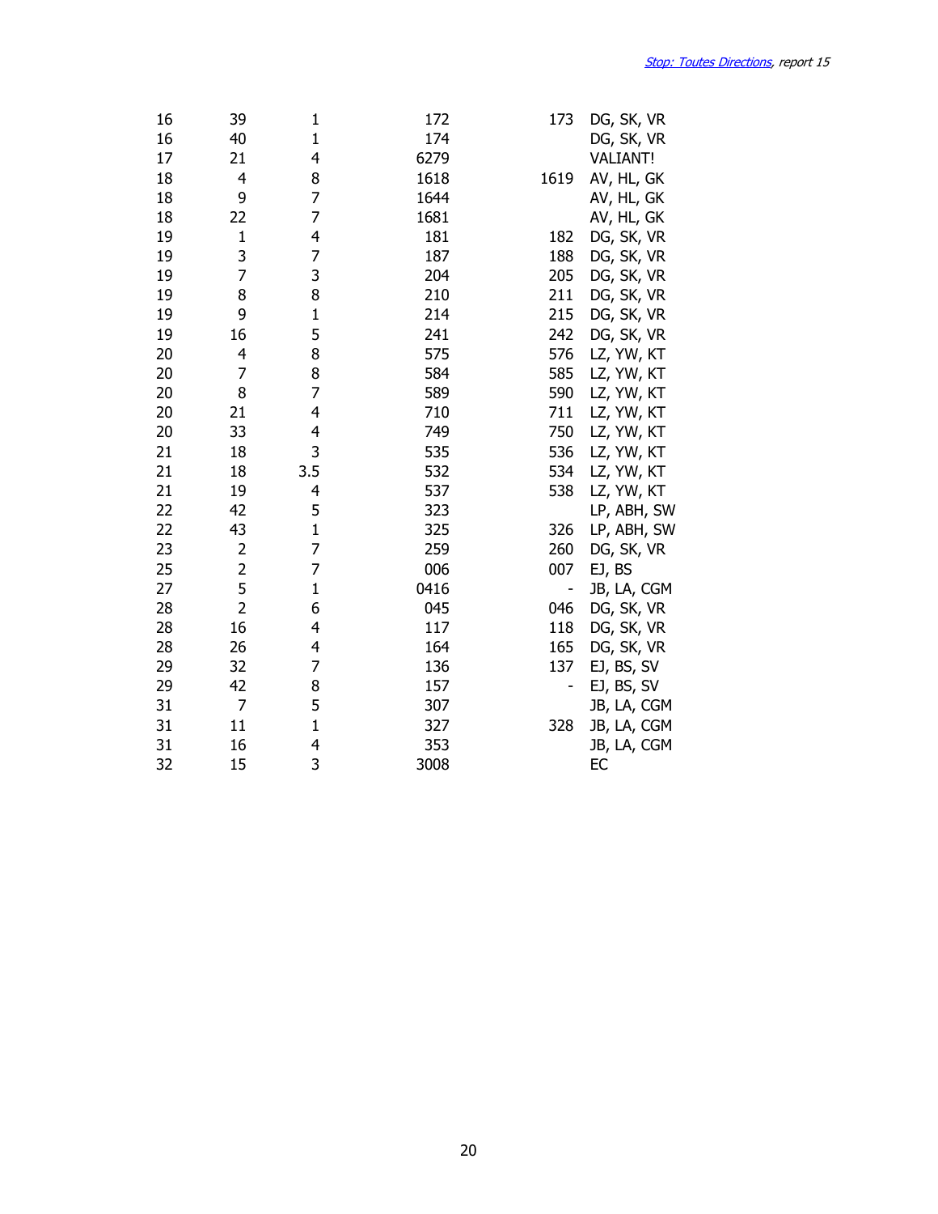| | | | | | |
|---|---|---|---|---|---|
| 16 | 39 | 1 | 172 | 173 | DG, SK, VR |
| 16 | 40 | 1 | 174 | | DG, SK, VR |
| 17 | 21 | 4 | 6279 | | VALIANT! |
| 18 | 4 | 8 | 1618 | 1619 | AV, HL, GK |
| 18 | 9 | 7 | 1644 | | AV, HL, GK |
| 18 | 22 | 7 | 1681 | | AV, HL, GK |
| 19 | 1 | 4 | 181 | 182 | DG, SK, VR |
| 19 | 3 | 7 | 187 | 188 | DG, SK, VR |
| 19 | 7 | 3 | 204 | 205 | DG, SK, VR |
| 19 | 8 | 8 | 210 | 211 | DG, SK, VR |
| 19 | 9 | 1 | 214 | 215 | DG, SK, VR |
| 19 | 16 | 5 | 241 | 242 | DG, SK, VR |
| 20 | 4 | 8 | 575 | 576 | LZ, YW, KT |
| 20 | 7 | 8 | 584 | 585 | LZ, YW, KT |
| 20 | 8 | 7 | 589 | 590 | LZ, YW, KT |
| 20 | 21 | 4 | 710 | 711 | LZ, YW, KT |
| 20 | 33 | 4 | 749 | 750 | LZ, YW, KT |
| 21 | 18 | 3 | 535 | 536 | LZ, YW, KT |
| 21 | 18 | 3.5 | 532 | 534 | LZ, YW, KT |
| 21 | 19 | 4 | 537 | 538 | LZ, YW, KT |
| 22 | 42 | 5 | 323 | | LP, ABH, SW |
| 22 | 43 | 1 | 325 | 326 | LP, ABH, SW |
| 23 | 2 | 7 | 259 | 260 | DG, SK, VR |
| 25 | 2 | 7 | 006 | 007 | EJ, BS |
| 27 | 5 | 1 | 0416 | - | JB, LA, CGM |
| 28 | 2 | 6 | 045 | 046 | DG, SK, VR |
| 28 | 16 | 4 | 117 | 118 | DG, SK, VR |
| 28 | 26 | 4 | 164 | 165 | DG, SK, VR |
| 29 | 32 | 7 | 136 | 137 | EJ, BS, SV |
| 29 | 42 | 8 | 157 | - | EJ, BS, SV |
| 31 | 7 | 5 | 307 | | JB, LA, CGM |
| 31 | 11 | 1 | 327 | 328 | JB, LA, CGM |
| 31 | 16 | 4 | 353 | | JB, LA, CGM |
| 32 | 15 | 3 | 3008 | | EC |